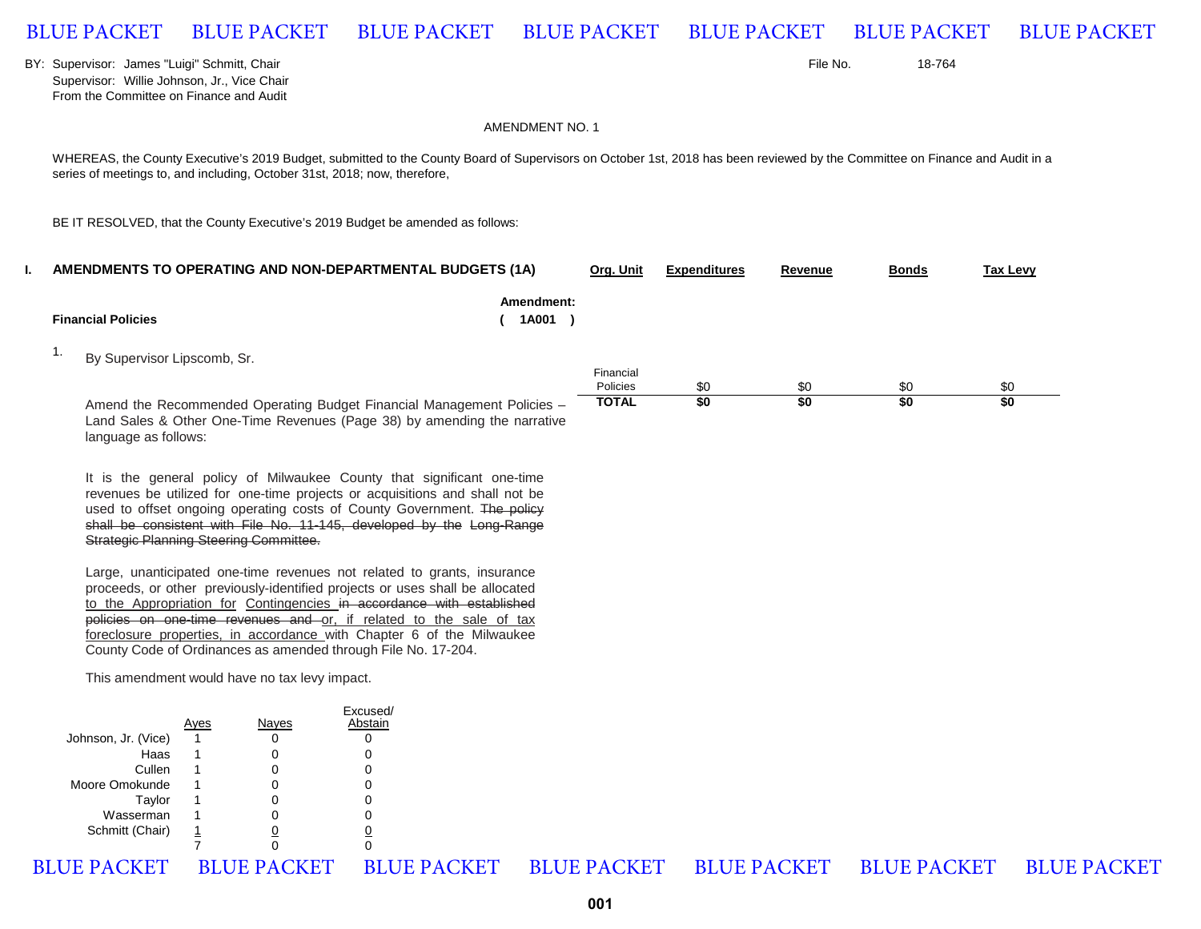BY: Supervisor: James "Luigi" Schmitt, Chair
Supervisor: Willie Johnson, Jr., Vice Chair
From the Committee on Finance and Audit

File No. 18-764

AMENDMENT NO. 1

WHEREAS, the County Executive's 2019 Budget, submitted to the County Board of Supervisors on October 1st, 2018 has been reviewed by the Committee on Finance and Audit in a series of meetings to, and including, October 31st, 2018; now, therefore,

BE IT RESOLVED, that the County Executive's 2019 Budget be amended as follows:

## I. AMENDMENTS TO OPERATING AND NON-DEPARTMENTAL BUDGETS (1A)

**Financial Policies** — Amendment: ( 1A001 )

1. By Supervisor Lipscomb, Sr.

| Org. Unit | Expenditures | Revenue | Bonds | Tax Levy |
|---|---|---|---|---|
| Financial Policies | $0 | $0 | $0 | $0 |
| **TOTAL** | **$0** | **$0** | **$0** | **$0** |

Amend the Recommended Operating Budget Financial Management Policies – Land Sales & Other One-Time Revenues (Page 38) by amending the narrative language as follows:

It is the general policy of Milwaukee County that significant one-time revenues be utilized for one-time projects or acquisitions and shall not be used to offset ongoing operating costs of County Government. ~~The policy shall be consistent with File No. 11-145, developed by the Long-Range Strategic Planning Steering Committee.~~

Large, unanticipated one-time revenues not related to grants, insurance proceeds, or other previously-identified projects or uses shall be allocated <u>to the Appropriation for</u> Contingencies ~~in accordance with established policies on one-time revenues and~~ <u>or, if related to the sale of tax foreclosure properties, in accordance</u> with Chapter 6 of the Milwaukee County Code of Ordinances as amended through File No. 17-204.

This amendment would have no tax levy impact.

| | Ayes | Nayes | Excused/ Abstain |
|---|---|---|---|
| Johnson, Jr. (Vice) | 1 | 0 | 0 |
| Haas | 1 | 0 | 0 |
| Cullen | 1 | 0 | 0 |
| Moore Omokunde | 1 | 0 | 0 |
| Taylor | 1 | 0 | 0 |
| Wasserman | 1 | 0 | 0 |
| Schmitt (Chair) | 1 | 0 | 0 |
| | 7 | 0 | 0 |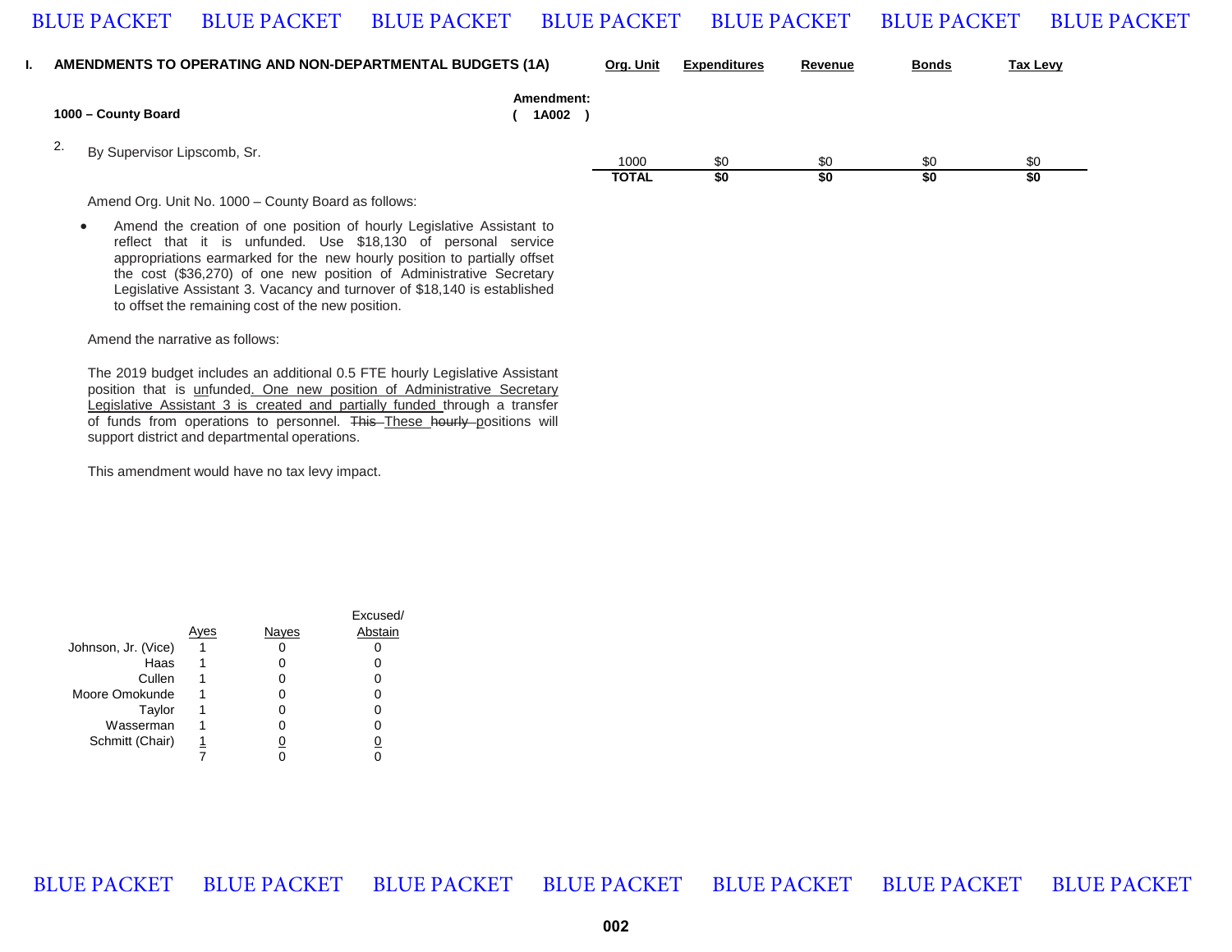## I. AMENDMENTS TO OPERATING AND NON-DEPARTMENTAL BUDGETS (1A)

**1000 – County Board**

**Amendment: ( 1A002 )**

2. By Supervisor Lipscomb, Sr.

| Org. Unit | Expenditures | Revenue | Bonds | Tax Levy |
|---|---|---|---|---|
| 1000 | $0 | $0 | $0 | $0 |
| **TOTAL** | **$0** | **$0** | **$0** | **$0** |

Amend Org. Unit No. 1000 – County Board as follows:

- Amend the creation of one position of hourly Legislative Assistant to reflect that it is unfunded. Use $18,130 of personal service appropriations earmarked for the new hourly position to partially offset the cost ($36,270) of one new position of Administrative Secretary Legislative Assistant 3. Vacancy and turnover of $18,140 is established to offset the remaining cost of the new position.

Amend the narrative as follows:

The 2019 budget includes an additional 0.5 FTE hourly Legislative Assistant position that is <u>un</u>funded<u>. One new position of Administrative Secretary Legislative Assistant 3 is created and partially funded</u> through a transfer of funds from operations to personnel. ~~This~~ <u>These</u> ~~hourly~~ positions will support district and departmental operations.

This amendment would have no tax levy impact.

| | Ayes | Nayes | Excused/ Abstain |
|---|---|---|---|
| Johnson, Jr. (Vice) | 1 | 0 | 0 |
| Haas | 1 | 0 | 0 |
| Cullen | 1 | 0 | 0 |
| Moore Omokunde | 1 | 0 | 0 |
| Taylor | 1 | 0 | 0 |
| Wasserman | 1 | 0 | 0 |
| Schmitt (Chair) | 1 | 0 | 0 |
| | 7 | 0 | 0 |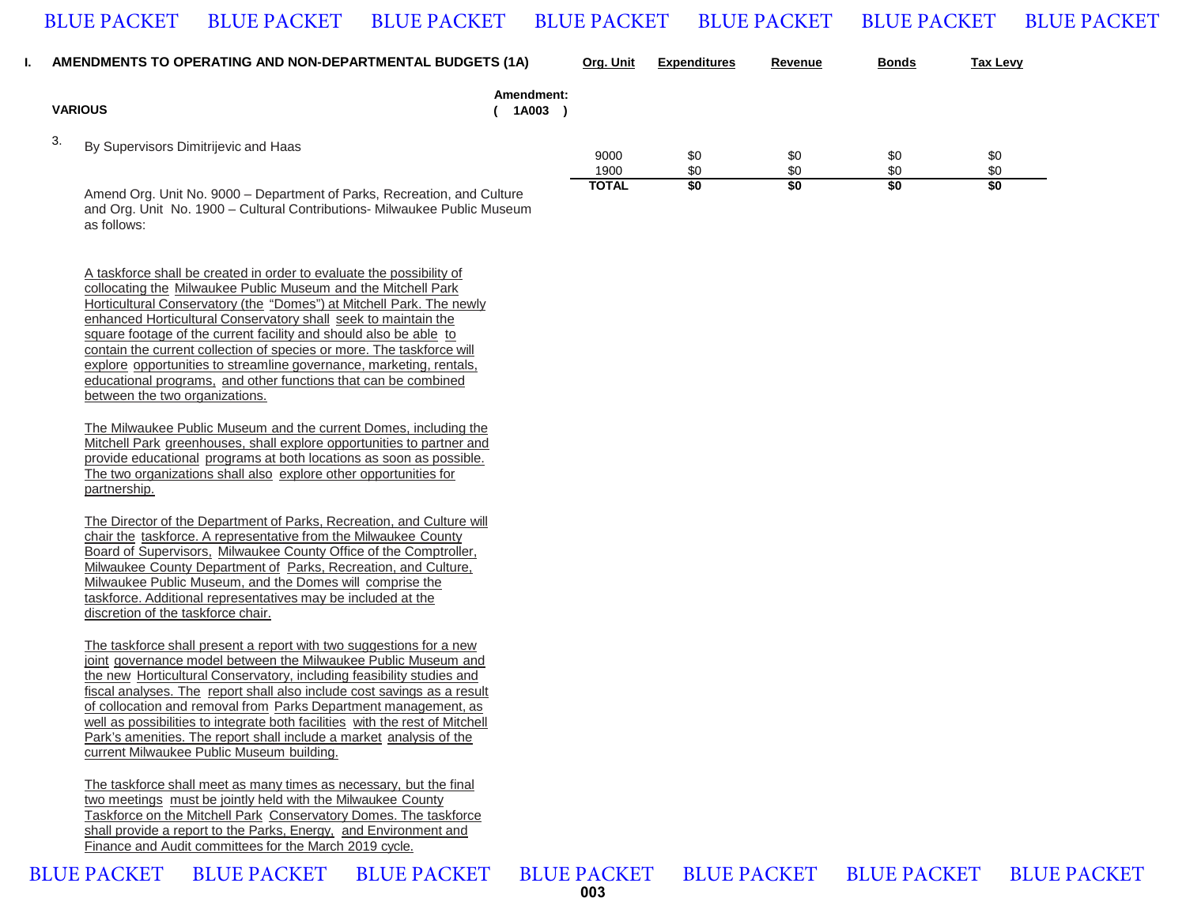## I. AMENDMENTS TO OPERATING AND NON-DEPARTMENTAL BUDGETS (1A)

**VARIOUS**

**Amendment: ( 1A003 )**

3. By Supervisors Dimitrijevic and Haas

| Org. Unit | Expenditures | Revenue | Bonds | Tax Levy |
|---|---|---|---|---|
| 9000 | $0 | $0 | $0 | $0 |
| 1900 | $0 | $0 | $0 | $0 |
| **TOTAL** | **$0** | **$0** | **$0** | **$0** |

Amend Org. Unit No. 9000 – Department of Parks, Recreation, and Culture and Org. Unit No. 1900 – Cultural Contributions- Milwaukee Public Museum as follows:

A taskforce shall be created in order to evaluate the possibility of collocating the Milwaukee Public Museum and the Mitchell Park Horticultural Conservatory (the "Domes") at Mitchell Park. The newly enhanced Horticultural Conservatory shall seek to maintain the square footage of the current facility and should also be able to contain the current collection of species or more. The taskforce will explore opportunities to streamline governance, marketing, rentals, educational programs, and other functions that can be combined between the two organizations.

The Milwaukee Public Museum and the current Domes, including the Mitchell Park greenhouses, shall explore opportunities to partner and provide educational programs at both locations as soon as possible. The two organizations shall also explore other opportunities for partnership.

The Director of the Department of Parks, Recreation, and Culture will chair the taskforce. A representative from the Milwaukee County Board of Supervisors, Milwaukee County Office of the Comptroller, Milwaukee County Department of Parks, Recreation, and Culture, Milwaukee Public Museum, and the Domes will comprise the taskforce. Additional representatives may be included at the discretion of the taskforce chair.

The taskforce shall present a report with two suggestions for a new joint governance model between the Milwaukee Public Museum and the new Horticultural Conservatory, including feasibility studies and fiscal analyses. The report shall also include cost savings as a result of collocation and removal from Parks Department management, as well as possibilities to integrate both facilities with the rest of Mitchell Park's amenities. The report shall include a market analysis of the current Milwaukee Public Museum building.

The taskforce shall meet as many times as necessary, but the final two meetings must be jointly held with the Milwaukee County Taskforce on the Mitchell Park Conservatory Domes. The taskforce shall provide a report to the Parks, Energy, and Environment and Finance and Audit committees for the March 2019 cycle.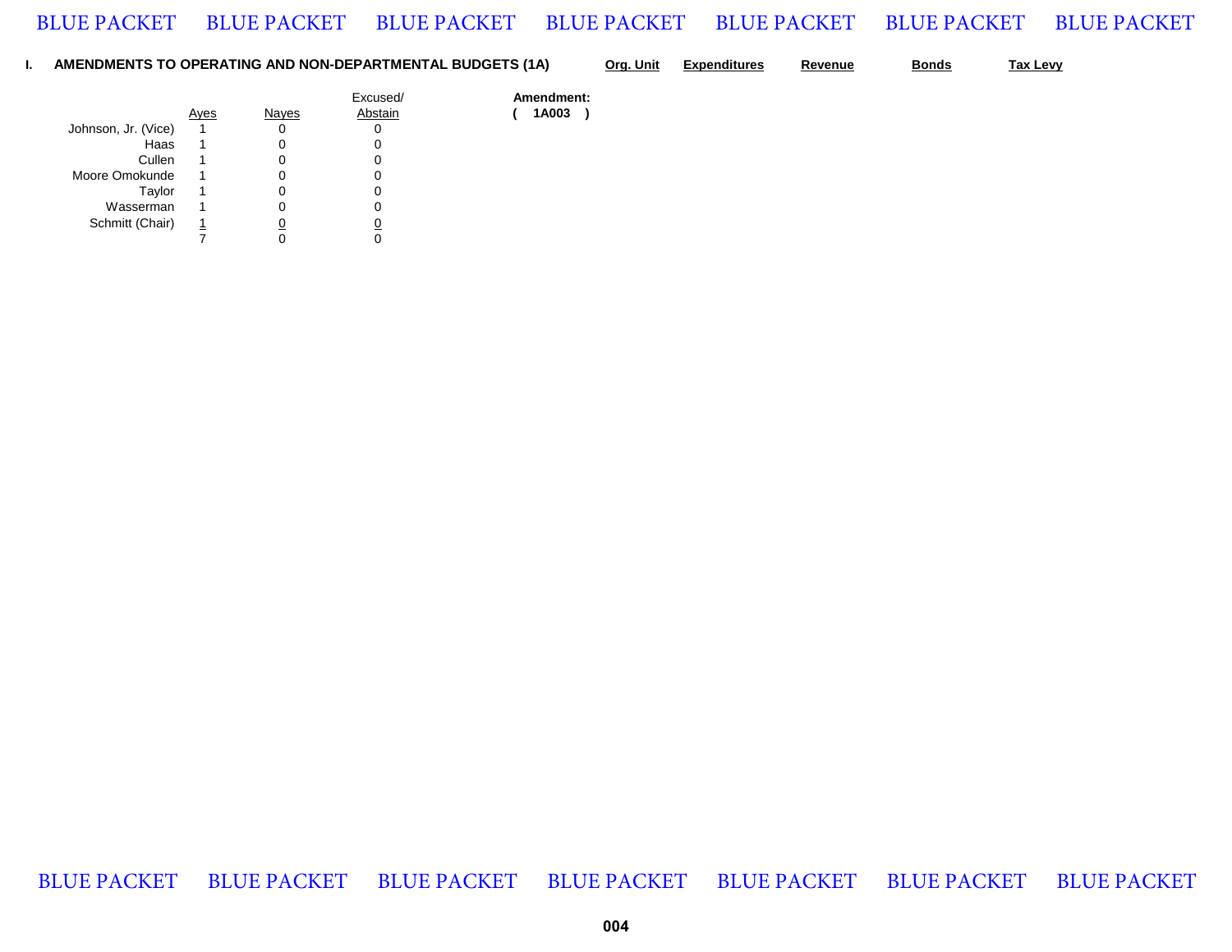## I. AMENDMENTS TO OPERATING AND NON-DEPARTMENTAL BUDGETS (1A)

| | Org. Unit | Expenditures | Revenue | Bonds | Tax Levy |
|---|---|---|---|---|---|

| | Ayes | Nayes | Excused/ Abstain |
|---|---|---|---|
| Johnson, Jr. (Vice) | 1 | 0 | 0 |
| Haas | 1 | 0 | 0 |
| Cullen | 1 | 0 | 0 |
| Moore Omokunde | 1 | 0 | 0 |
| Taylor | 1 | 0 | 0 |
| Wasserman | 1 | 0 | 0 |
| Schmitt (Chair) | 1 | 0 | 0 |
| | 7 | 0 | 0 |

**Amendment:**
**( 1A003 )**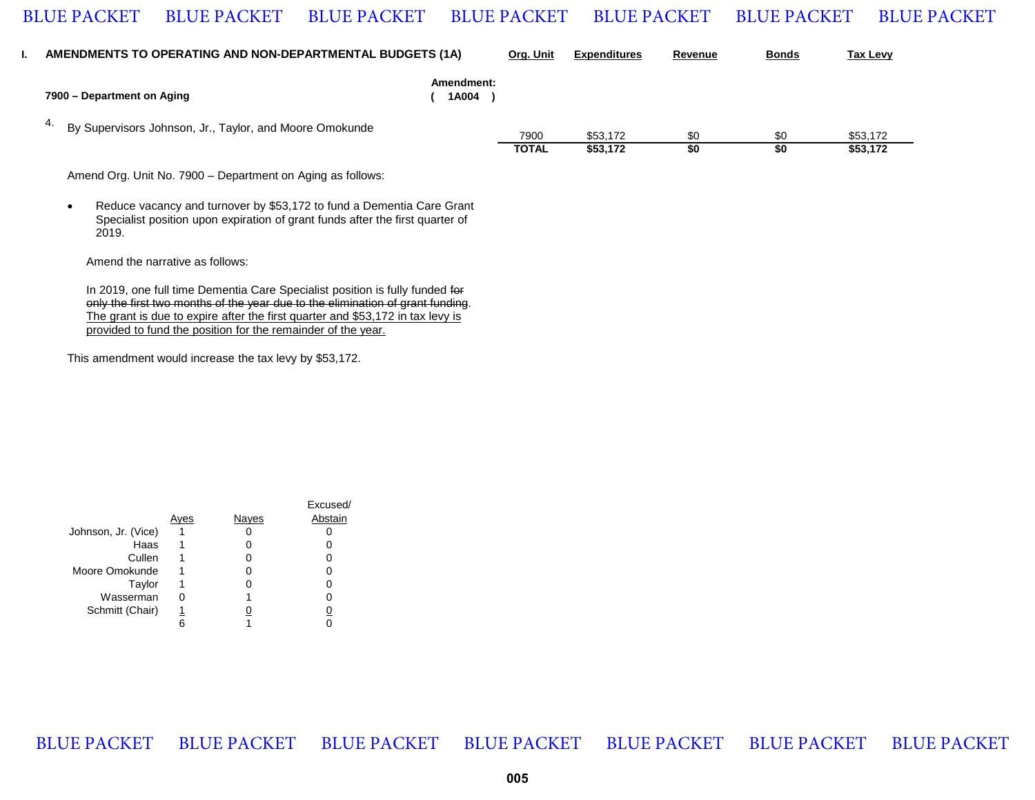## I. AMENDMENTS TO OPERATING AND NON-DEPARTMENTAL BUDGETS (1A)

**7900 – Department on Aging** — **Amendment: ( 1A004 )**

4. By Supervisors Johnson, Jr., Taylor, and Moore Omokunde

| Org. Unit | Expenditures | Revenue | Bonds | Tax Levy |
|---|---|---|---|---|
| 7900 | $53,172 | $0 | $0 | $53,172 |
| **TOTAL** | **$53,172** | **$0** | **$0** | **$53,172** |

Amend Org. Unit No. 7900 – Department on Aging as follows:

- Reduce vacancy and turnover by $53,172 to fund a Dementia Care Grant Specialist position upon expiration of grant funds after the first quarter of 2019.

Amend the narrative as follows:

In 2019, one full time Dementia Care Specialist position is fully funded ~~for only the first two months of the year due to the elimination of grant funding~~. <u>The grant is due to expire after the first quarter and $53,172 in tax levy is provided to fund the position for the remainder of the year.</u>

This amendment would increase the tax levy by $53,172.

| | Ayes | Nayes | Excused/ Abstain |
|---|---|---|---|
| Johnson, Jr. (Vice) | 1 | 0 | 0 |
| Haas | 1 | 0 | 0 |
| Cullen | 1 | 0 | 0 |
| Moore Omokunde | 1 | 0 | 0 |
| Taylor | 1 | 0 | 0 |
| Wasserman | 0 | 1 | 0 |
| Schmitt (Chair) | 1 | 0 | 0 |
| | 6 | 1 | 0 |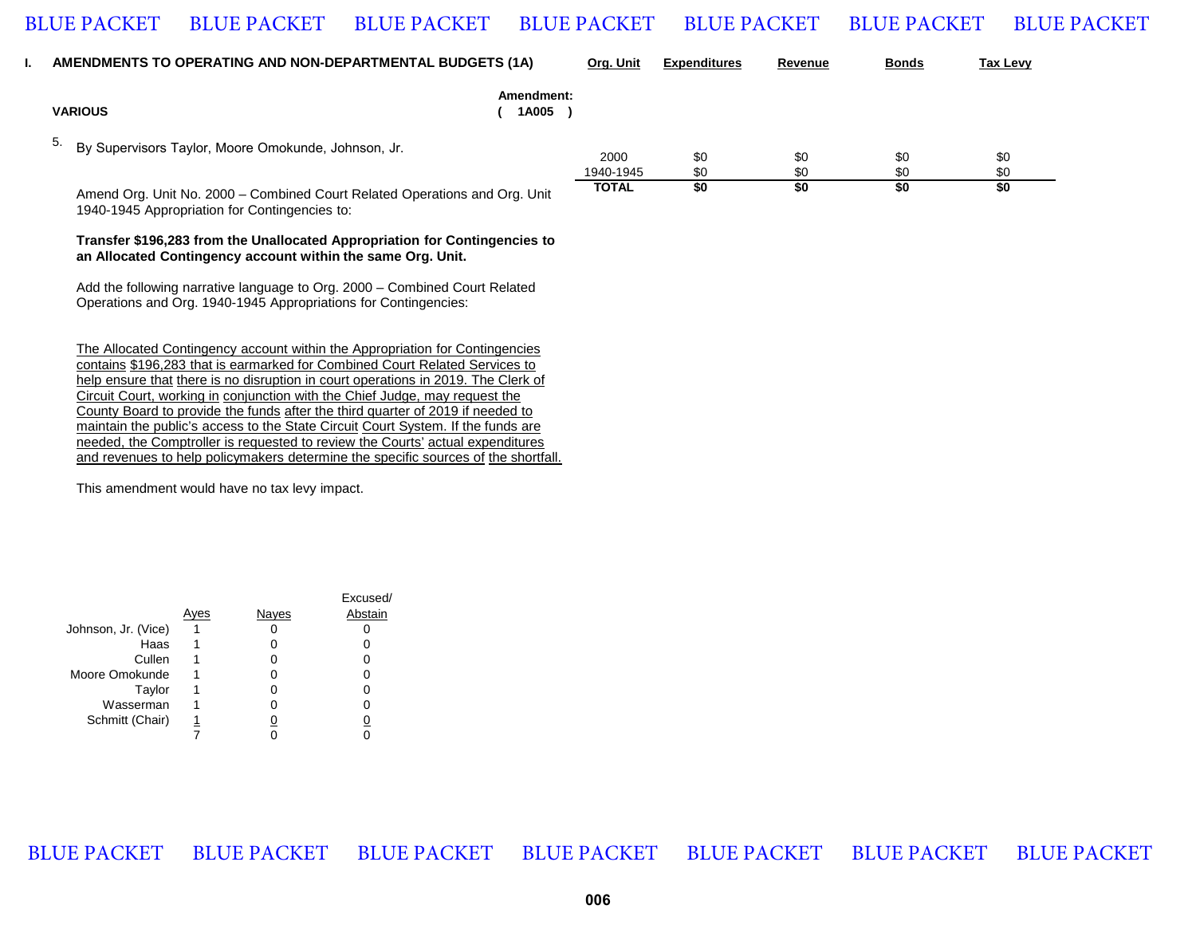**I. AMENDMENTS TO OPERATING AND NON-DEPARTMENTAL BUDGETS (1A)**

**VARIOUS**

**Amendment: ( 1A005 )**

5. By Supervisors Taylor, Moore Omokunde, Johnson, Jr.

| Org. Unit | Expenditures | Revenue | Bonds | Tax Levy |
|---|---|---|---|---|
| 2000 | $0 | $0 | $0 | $0 |
| 1940-1945 | $0 | $0 | $0 | $0 |
| **TOTAL** | **$0** | **$0** | **$0** | **$0** |

Amend Org. Unit No. 2000 – Combined Court Related Operations and Org. Unit 1940-1945 Appropriation for Contingencies to:

**Transfer $196,283 from the Unallocated Appropriation for Contingencies to an Allocated Contingency account within the same Org. Unit.**

Add the following narrative language to Org. 2000 – Combined Court Related Operations and Org. 1940-1945 Appropriations for Contingencies:

<u>The Allocated Contingency account within the Appropriation for Contingencies contains $196,283 that is earmarked for Combined Court Related Services to help ensure that there is no disruption in court operations in 2019. The Clerk of Circuit Court, working in conjunction with the Chief Judge, may request the County Board to provide the funds after the third quarter of 2019 if needed to maintain the public's access to the State Circuit Court System. If the funds are needed, the Comptroller is requested to review the Courts' actual expenditures and revenues to help policymakers determine the specific sources of the shortfall.</u>

This amendment would have no tax levy impact.

| | Ayes | Nayes | Excused/ Abstain |
|---|---|---|---|
| Johnson, Jr. (Vice) | 1 | 0 | 0 |
| Haas | 1 | 0 | 0 |
| Cullen | 1 | 0 | 0 |
| Moore Omokunde | 1 | 0 | 0 |
| Taylor | 1 | 0 | 0 |
| Wasserman | 1 | 0 | 0 |
| Schmitt (Chair) | 1 | 0 | 0 |
| | 7 | 0 | 0 |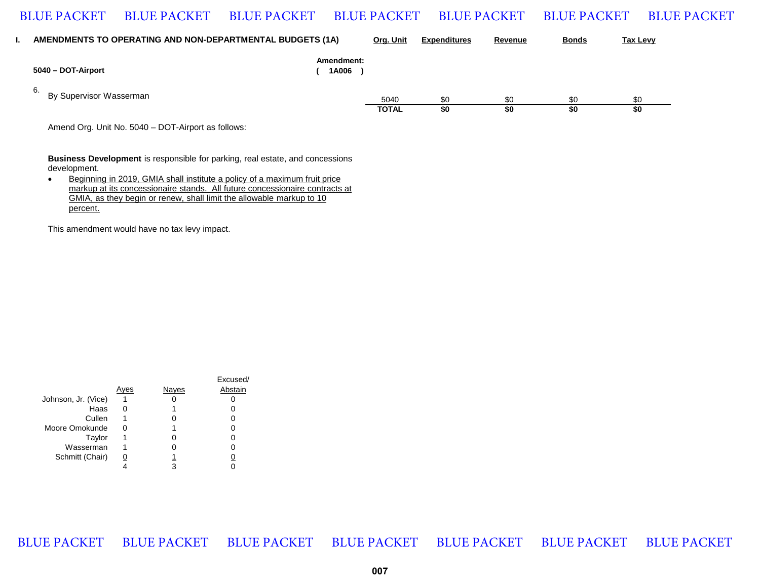## I. AMENDMENTS TO OPERATING AND NON-DEPARTMENTAL BUDGETS (1A)

**5040 – DOT-Airport**

**Amendment: ( 1A006 )**

6. By Supervisor Wasserman

| Org. Unit | Expenditures | Revenue | Bonds | Tax Levy |
|---|---|---|---|---|
| 5040 | $0 | $0 | $0 | $0 |
| **TOTAL** | **$0** | **$0** | **$0** | **$0** |

Amend Org. Unit No. 5040 – DOT-Airport as follows:

**Business Development** is responsible for parking, real estate, and concessions development.

- <u>Beginning in 2019, GMIA shall institute a policy of a maximum fruit price markup at its concessionaire stands. All future concessionaire contracts at GMIA, as they begin or renew, shall limit the allowable markup to 10 percent.</u>

This amendment would have no tax levy impact.

| | Ayes | Nayes | Excused/ Abstain |
|---|---|---|---|
| Johnson, Jr. (Vice) | 1 | 0 | 0 |
| Haas | 0 | 1 | 0 |
| Cullen | 1 | 0 | 0 |
| Moore Omokunde | 0 | 1 | 0 |
| Taylor | 1 | 0 | 0 |
| Wasserman | 1 | 0 | 0 |
| Schmitt (Chair) | 0 | 1 | 0 |
| | 4 | 3 | 0 |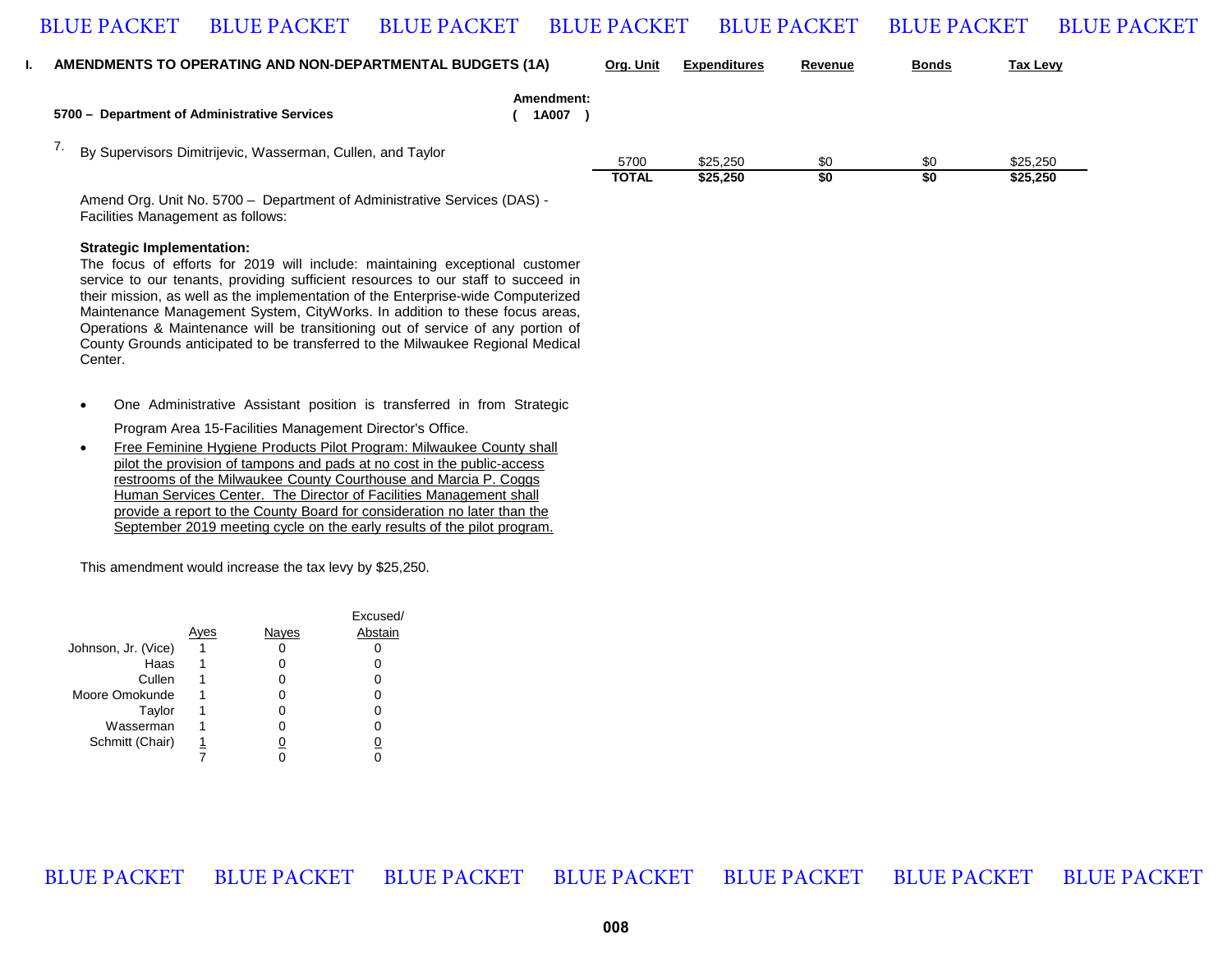## I. AMENDMENTS TO OPERATING AND NON-DEPARTMENTAL BUDGETS (1A)

**5700 – Department of Administrative Services** — **Amendment: ( 1A007 )**

7. By Supervisors Dimitrijevic, Wasserman, Cullen, and Taylor

| Org. Unit | Expenditures | Revenue | Bonds | Tax Levy |
|---|---|---|---|---|
| 5700 | $25,250 | $0 | $0 | $25,250 |
| **TOTAL** | **$25,250** | **$0** | **$0** | **$25,250** |

Amend Org. Unit No. 5700 – Department of Administrative Services (DAS) - Facilities Management as follows:

**Strategic Implementation:**

The focus of efforts for 2019 will include: maintaining exceptional customer service to our tenants, providing sufficient resources to our staff to succeed in their mission, as well as the implementation of the Enterprise-wide Computerized Maintenance Management System, CityWorks. In addition to these focus areas, Operations & Maintenance will be transitioning out of service of any portion of County Grounds anticipated to be transferred to the Milwaukee Regional Medical Center.

- One Administrative Assistant position is transferred in from Strategic Program Area 15-Facilities Management Director's Office.
- <u>Free Feminine Hygiene Products Pilot Program: Milwaukee County shall pilot the provision of tampons and pads at no cost in the public-access restrooms of the Milwaukee County Courthouse and Marcia P. Coggs Human Services Center. The Director of Facilities Management shall provide a report to the County Board for consideration no later than the September 2019 meeting cycle on the early results of the pilot program.</u>

This amendment would increase the tax levy by $25,250.

| | Ayes | Nayes | Excused/ Abstain |
|---|---|---|---|
| Johnson, Jr. (Vice) | 1 | 0 | 0 |
| Haas | 1 | 0 | 0 |
| Cullen | 1 | 0 | 0 |
| Moore Omokunde | 1 | 0 | 0 |
| Taylor | 1 | 0 | 0 |
| Wasserman | 1 | 0 | 0 |
| Schmitt (Chair) | 1 | 0 | 0 |
| | 7 | 0 | 0 |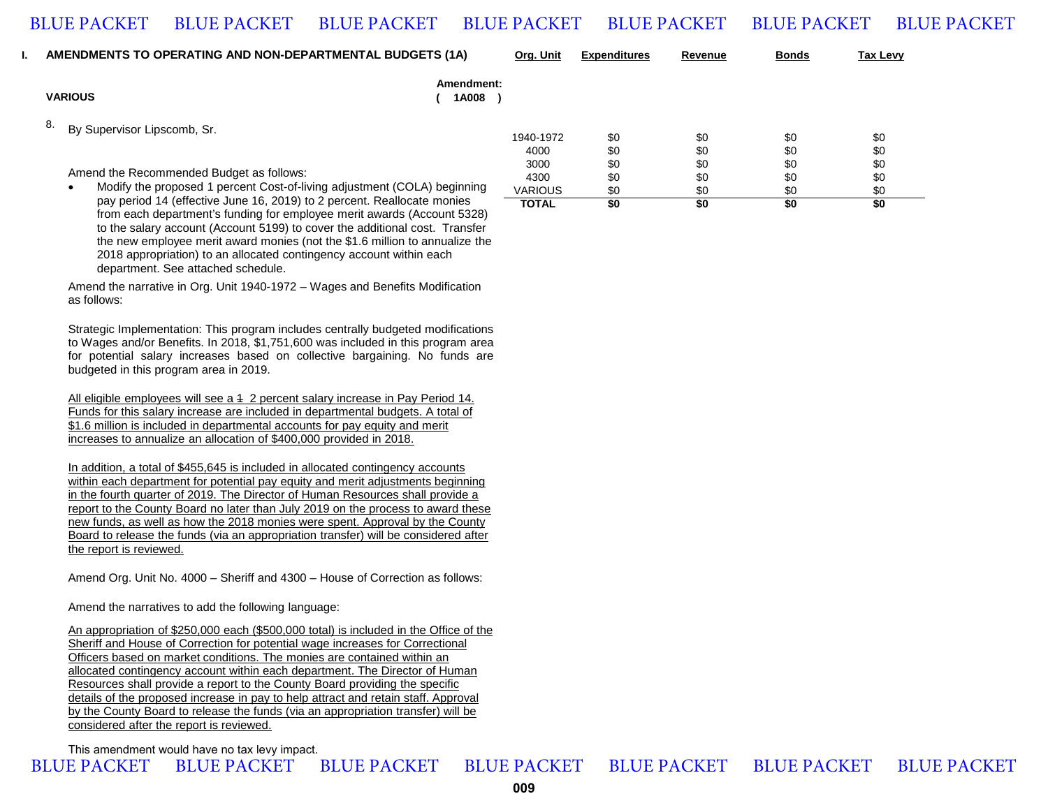## I. AMENDMENTS TO OPERATING AND NON-DEPARTMENTAL BUDGETS (1A)

**VARIOUS**

**Amendment: ( 1A008 )**

8. By Supervisor Lipscomb, Sr.

| Org. Unit | Expenditures | Revenue | Bonds | Tax Levy |
|---|---|---|---|---|
| 1940-1972 | $0 | $0 | $0 | $0 |
| 4000 | $0 | $0 | $0 | $0 |
| 3000 | $0 | $0 | $0 | $0 |
| 4300 | $0 | $0 | $0 | $0 |
| VARIOUS | $0 | $0 | $0 | $0 |
| **TOTAL** | **$0** | **$0** | **$0** | **$0** |

Amend the Recommended Budget as follows:

- Modify the proposed 1 percent Cost-of-living adjustment (COLA) beginning pay period 14 (effective June 16, 2019) to 2 percent. Reallocate monies from each department's funding for employee merit awards (Account 5328) to the salary account (Account 5199) to cover the additional cost. Transfer the new employee merit award monies (not the $1.6 million to annualize the 2018 appropriation) to an allocated contingency account within each department. See attached schedule.

Amend the narrative in Org. Unit 1940-1972 – Wages and Benefits Modification as follows:

Strategic Implementation: This program includes centrally budgeted modifications to Wages and/or Benefits. In 2018, $1,751,600 was included in this program area for potential salary increases based on collective bargaining. No funds are budgeted in this program area in 2019.

<u>All eligible employees will see a ~~1~~ 2 percent salary increase in Pay Period 14. Funds for this salary increase are included in departmental budgets. A total of $1.6 million is included in departmental accounts for pay equity and merit increases to annualize an allocation of $400,000 provided in 2018.</u>

<u>In addition, a total of $455,645 is included in allocated contingency accounts within each department for potential pay equity and merit adjustments beginning in the fourth quarter of 2019. The Director of Human Resources shall provide a report to the County Board no later than July 2019 on the process to award these new funds, as well as how the 2018 monies were spent. Approval by the County Board to release the funds (via an appropriation transfer) will be considered after the report is reviewed.</u>

Amend Org. Unit No. 4000 – Sheriff and 4300 – House of Correction as follows:

Amend the narratives to add the following language:

<u>An appropriation of $250,000 each ($500,000 total) is included in the Office of the Sheriff and House of Correction for potential wage increases for Correctional Officers based on market conditions. The monies are contained within an allocated contingency account within each department. The Director of Human Resources shall provide a report to the County Board providing the specific details of the proposed increase in pay to help attract and retain staff. Approval by the County Board to release the funds (via an appropriation transfer) will be considered after the report is reviewed.</u>

This amendment would have no tax levy impact.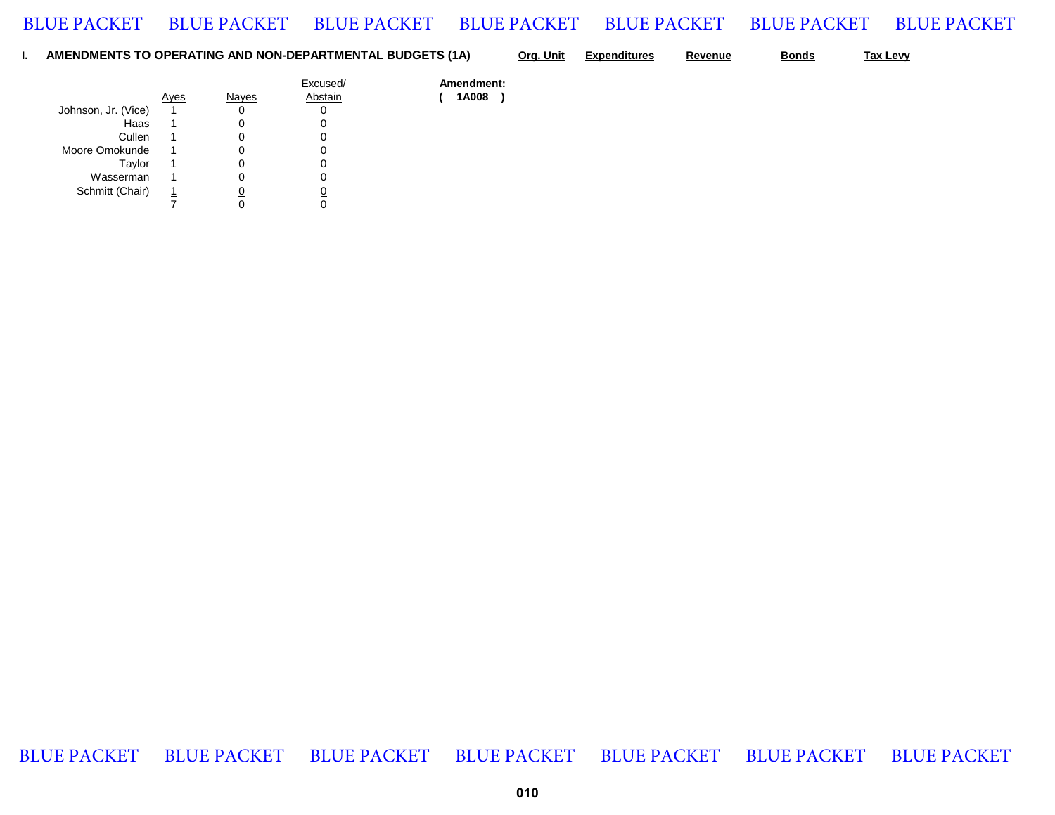## I. AMENDMENTS TO OPERATING AND NON-DEPARTMENTAL BUDGETS (1A)

| | Org. Unit | Expenditures | Revenue | Bonds | Tax Levy |
|---|---|---|---|---|---|

| | Ayes | Nayes | Excused/ Abstain |
|---|---|---|---|
| Johnson, Jr. (Vice) | 1 | 0 | 0 |
| Haas | 1 | 0 | 0 |
| Cullen | 1 | 0 | 0 |
| Moore Omokunde | 1 | 0 | 0 |
| Taylor | 1 | 0 | 0 |
| Wasserman | 1 | 0 | 0 |
| Schmitt (Chair) | 1 | 0 | 0 |
| | 7 | 0 | 0 |

**Amendment:**
**( 1A008 )**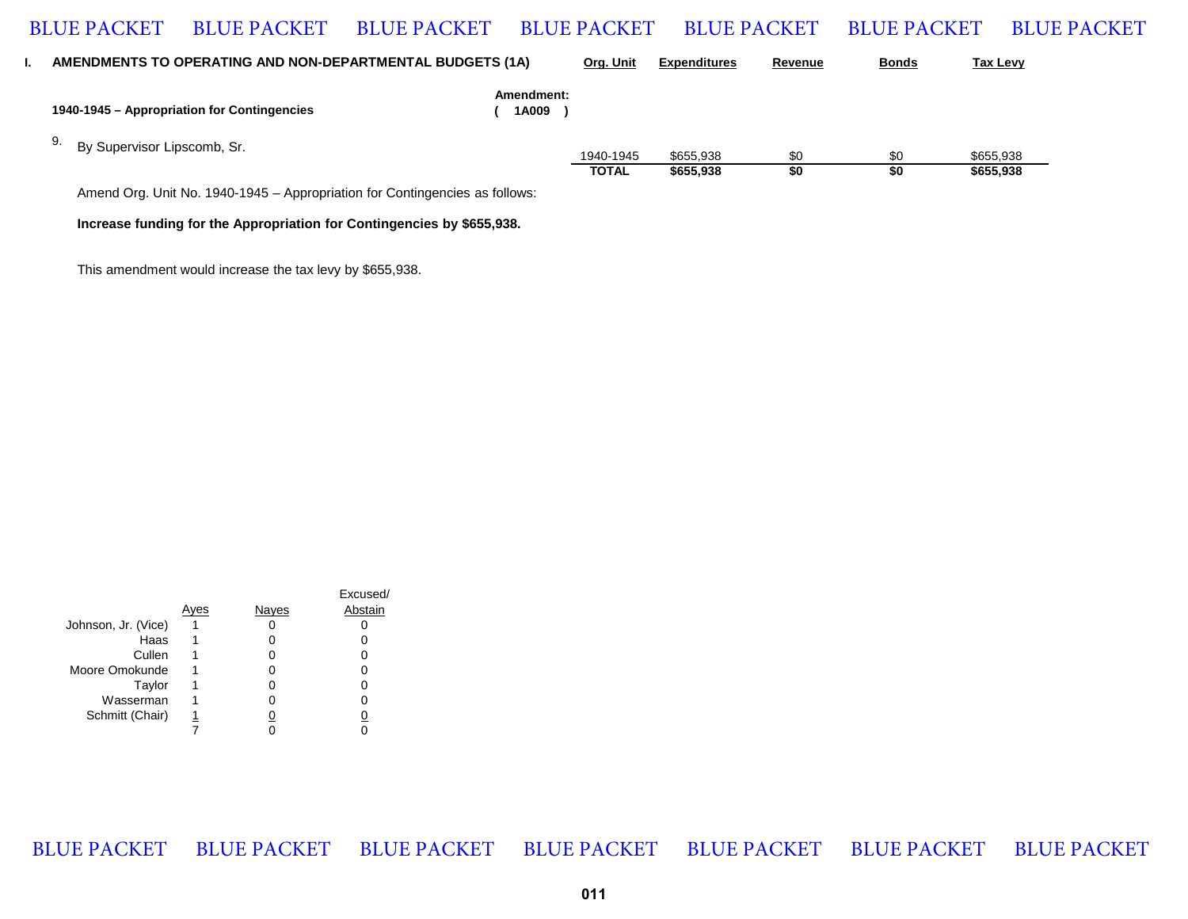## I. AMENDMENTS TO OPERATING AND NON-DEPARTMENTAL BUDGETS (1A)

**1940-1945 – Appropriation for Contingencies**

**Amendment: ( 1A009 )**

9. By Supervisor Lipscomb, Sr.

| Org. Unit | Expenditures | Revenue | Bonds | Tax Levy |
|---|---|---|---|---|
| 1940-1945 | $655,938 | $0 | $0 | $655,938 |
| **TOTAL** | **$655,938** | **$0** | **$0** | **$655,938** |

Amend Org. Unit No. 1940-1945 – Appropriation for Contingencies as follows:

**Increase funding for the Appropriation for Contingencies by $655,938.**

This amendment would increase the tax levy by $655,938.

| | Ayes | Nayes | Excused/ Abstain |
|---|---|---|---|
| Johnson, Jr. (Vice) | 1 | 0 | 0 |
| Haas | 1 | 0 | 0 |
| Cullen | 1 | 0 | 0 |
| Moore Omokunde | 1 | 0 | 0 |
| Taylor | 1 | 0 | 0 |
| Wasserman | 1 | 0 | 0 |
| Schmitt (Chair) | 1 | 0 | 0 |
| | 7 | 0 | 0 |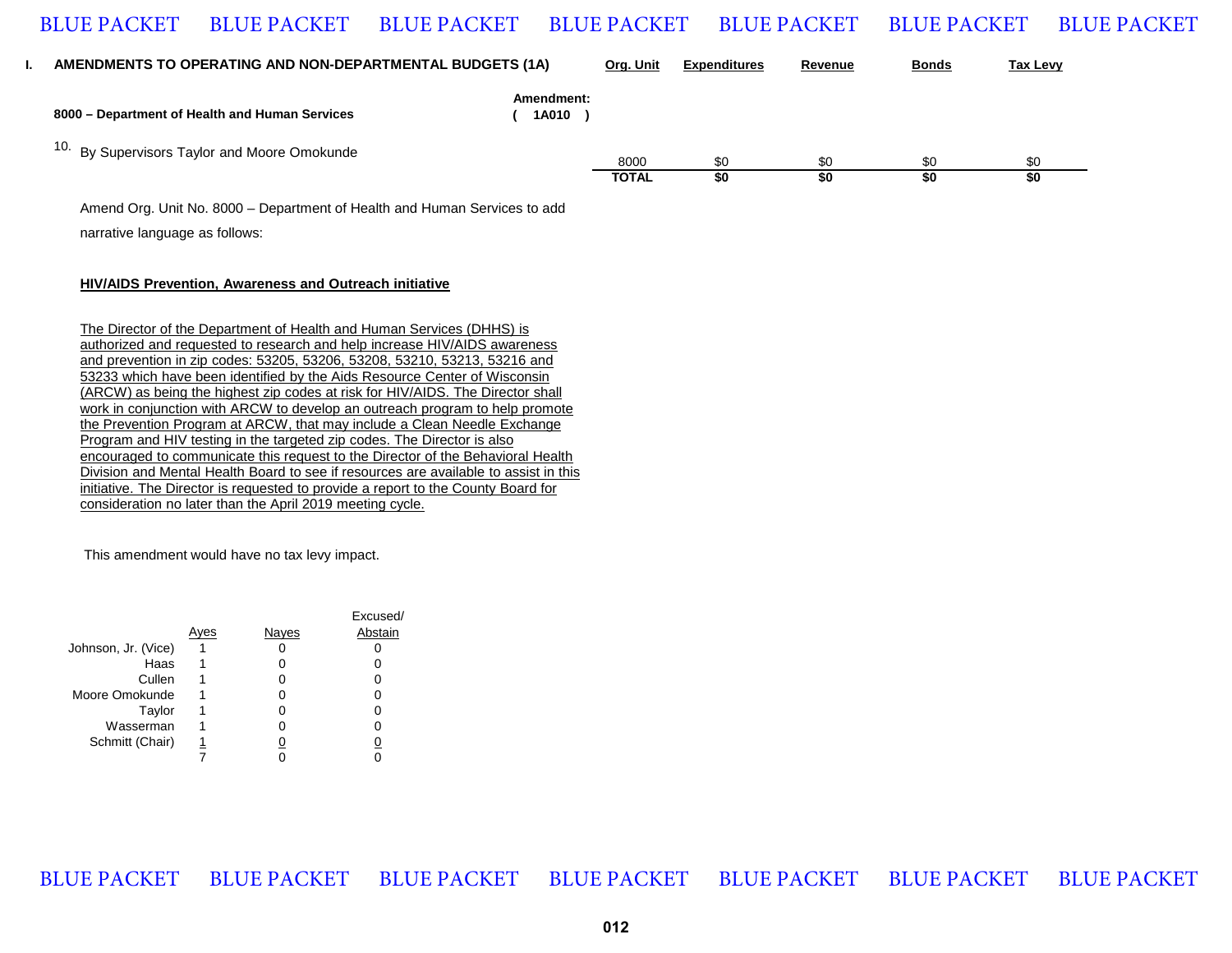## I. AMENDMENTS TO OPERATING AND NON-DEPARTMENTAL BUDGETS (1A)

**8000 – Department of Health and Human Services**

**Amendment: ( 1A010 )**

10. By Supervisors Taylor and Moore Omokunde

| Org. Unit | Expenditures | Revenue | Bonds | Tax Levy |
|---|---|---|---|---|
| 8000 | $0 | $0 | $0 | $0 |
| **TOTAL** | **$0** | **$0** | **$0** | **$0** |

Amend Org. Unit No. 8000 – Department of Health and Human Services to add narrative language as follows:

**HIV/AIDS Prevention, Awareness and Outreach initiative**

The Director of the Department of Health and Human Services (DHHS) is authorized and requested to research and help increase HIV/AIDS awareness and prevention in zip codes: 53205, 53206, 53208, 53210, 53213, 53216 and 53233 which have been identified by the Aids Resource Center of Wisconsin (ARCW) as being the highest zip codes at risk for HIV/AIDS. The Director shall work in conjunction with ARCW to develop an outreach program to help promote the Prevention Program at ARCW, that may include a Clean Needle Exchange Program and HIV testing in the targeted zip codes. The Director is also encouraged to communicate this request to the Director of the Behavioral Health Division and Mental Health Board to see if resources are available to assist in this initiative. The Director is requested to provide a report to the County Board for consideration no later than the April 2019 meeting cycle.

This amendment would have no tax levy impact.

| | Ayes | Nayes | Excused/ Abstain |
|---|---|---|---|
| Johnson, Jr. (Vice) | 1 | 0 | 0 |
| Haas | 1 | 0 | 0 |
| Cullen | 1 | 0 | 0 |
| Moore Omokunde | 1 | 0 | 0 |
| Taylor | 1 | 0 | 0 |
| Wasserman | 1 | 0 | 0 |
| Schmitt (Chair) | 1 | 0 | 0 |
| | 7 | 0 | 0 |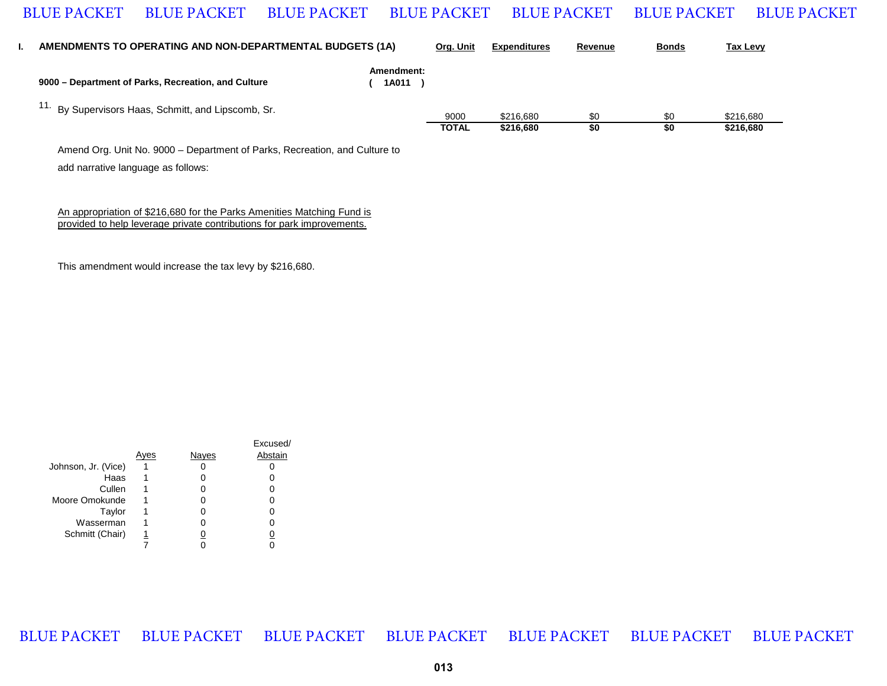## I. AMENDMENTS TO OPERATING AND NON-DEPARTMENTAL BUDGETS (1A)

### 9000 – Department of Parks, Recreation, and Culture

**Amendment: ( 1A011 )**

11. By Supervisors Haas, Schmitt, and Lipscomb, Sr.

| Org. Unit | Expenditures | Revenue | Bonds | Tax Levy |
|---|---|---|---|---|
| 9000 | $216,680 | $0 | $0 | $216,680 |
| **TOTAL** | **$216,680** | **$0** | **$0** | **$216,680** |

Amend Org. Unit No. 9000 – Department of Parks, Recreation, and Culture to add narrative language as follows:

<u>An appropriation of $216,680 for the Parks Amenities Matching Fund is provided to help leverage private contributions for park improvements.</u>

This amendment would increase the tax levy by $216,680.

| | Ayes | Nayes | Excused/ Abstain |
|---|---|---|---|
| Johnson, Jr. (Vice) | 1 | 0 | 0 |
| Haas | 1 | 0 | 0 |
| Cullen | 1 | 0 | 0 |
| Moore Omokunde | 1 | 0 | 0 |
| Taylor | 1 | 0 | 0 |
| Wasserman | 1 | 0 | 0 |
| Schmitt (Chair) | 1 | 0 | 0 |
| | 7 | 0 | 0 |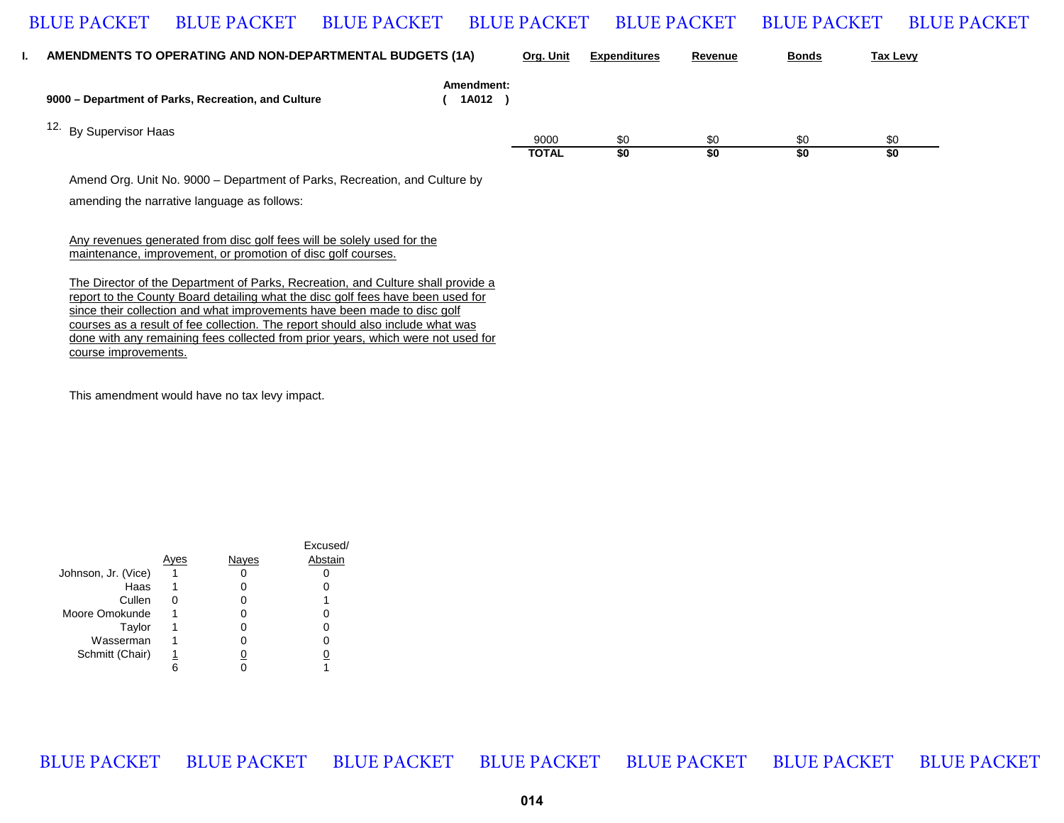## I. AMENDMENTS TO OPERATING AND NON-DEPARTMENTAL BUDGETS (1A)

**9000 – Department of Parks, Recreation, and Culture** **Amendment: ( 1A012 )**

12. By Supervisor Haas

| Org. Unit | Expenditures | Revenue | Bonds | Tax Levy |
|---|---|---|---|---|
| 9000 | $0 | $0 | $0 | $0 |
| **TOTAL** | **$0** | **$0** | **$0** | **$0** |

Amend Org. Unit No. 9000 – Department of Parks, Recreation, and Culture by amending the narrative language as follows:

<u>Any revenues generated from disc golf fees will be solely used for the maintenance, improvement, or promotion of disc golf courses.</u>

<u>The Director of the Department of Parks, Recreation, and Culture shall provide a report to the County Board detailing what the disc golf fees have been used for since their collection and what improvements have been made to disc golf courses as a result of fee collection. The report should also include what was done with any remaining fees collected from prior years, which were not used for course improvements.</u>

This amendment would have no tax levy impact.

| | Ayes | Nayes | Excused/ Abstain |
|---|---|---|---|
| Johnson, Jr. (Vice) | 1 | 0 | 0 |
| Haas | 1 | 0 | 0 |
| Cullen | 0 | 0 | 1 |
| Moore Omokunde | 1 | 0 | 0 |
| Taylor | 1 | 0 | 0 |
| Wasserman | 1 | 0 | 0 |
| Schmitt (Chair) | 1 | 0 | 0 |
| | 6 | 0 | 1 |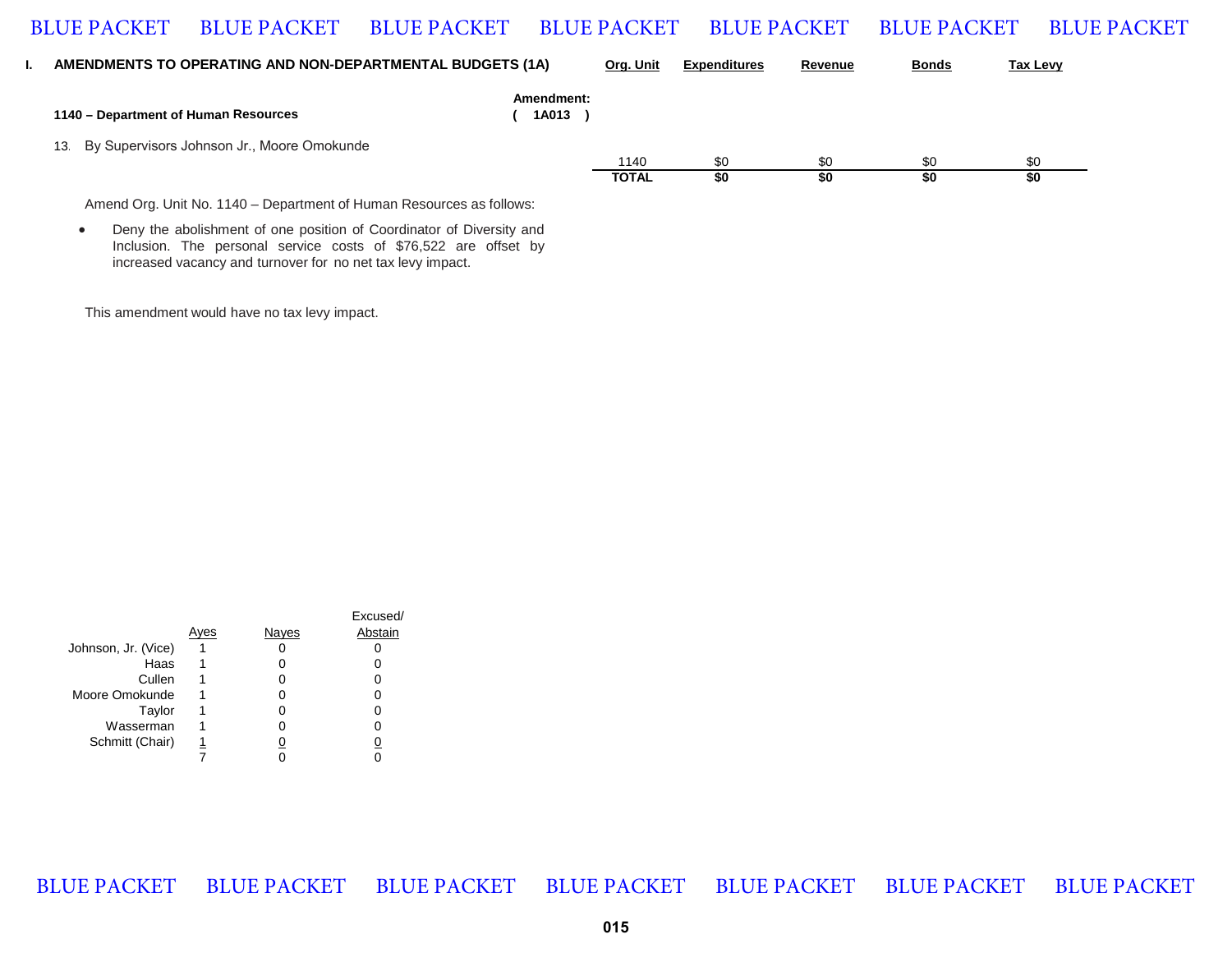## I. AMENDMENTS TO OPERATING AND NON-DEPARTMENTAL BUDGETS (1A)

### 1140 – Department of Human Resources

Amendment: ( 1A013 )

13. By Supervisors Johnson Jr., Moore Omokunde

| Org. Unit | Expenditures | Revenue | Bonds | Tax Levy |
|---|---|---|---|---|
| 1140 | $0 | $0 | $0 | $0 |
| **TOTAL** | **$0** | **$0** | **$0** | **$0** |

Amend Org. Unit No. 1140 – Department of Human Resources as follows:

- Deny the abolishment of one position of Coordinator of Diversity and Inclusion. The personal service costs of $76,522 are offset by increased vacancy and turnover for no net tax levy impact.

This amendment would have no tax levy impact.

| | Ayes | Nayes | Excused/ Abstain |
|---|---|---|---|
| Johnson, Jr. (Vice) | 1 | 0 | 0 |
| Haas | 1 | 0 | 0 |
| Cullen | 1 | 0 | 0 |
| Moore Omokunde | 1 | 0 | 0 |
| Taylor | 1 | 0 | 0 |
| Wasserman | 1 | 0 | 0 |
| Schmitt (Chair) | 1 | 0 | 0 |
| | 7 | 0 | 0 |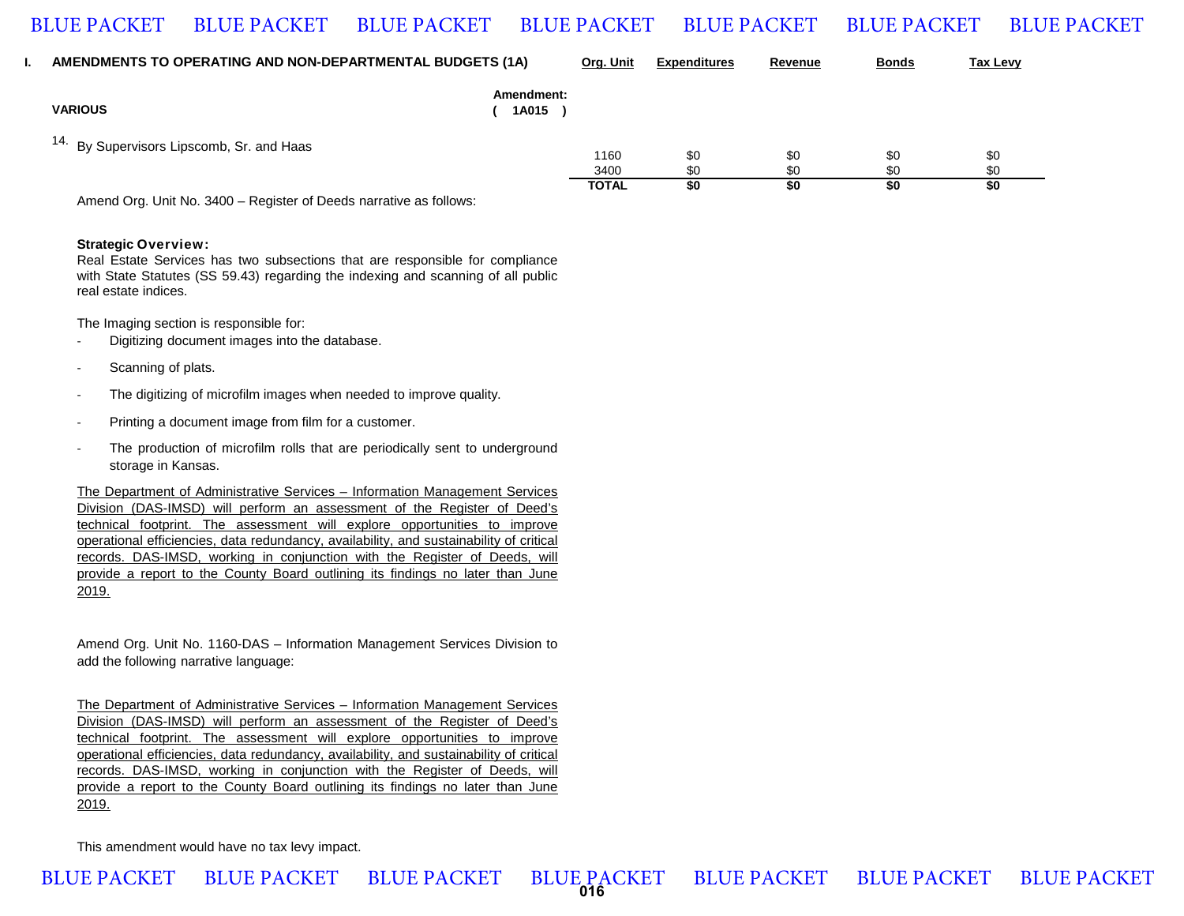## I. AMENDMENTS TO OPERATING AND NON-DEPARTMENTAL BUDGETS (1A)

**VARIOUS** — **Amendment: ( 1A015 )**

14. By Supervisors Lipscomb, Sr. and Haas

| Org. Unit | Expenditures | Revenue | Bonds | Tax Levy |
|---|---|---|---|---|
| 1160 | $0 | $0 | $0 | $0 |
| 3400 | $0 | $0 | $0 | $0 |
| **TOTAL** | **$0** | **$0** | **$0** | **$0** |

Amend Org. Unit No. 3400 – Register of Deeds narrative as follows:

**Strategic Overview:**
Real Estate Services has two subsections that are responsible for compliance with State Statutes (SS 59.43) regarding the indexing and scanning of all public real estate indices.

The Imaging section is responsible for:

- Digitizing document images into the database.
- Scanning of plats.
- The digitizing of microfilm images when needed to improve quality.
- Printing a document image from film for a customer.
- The production of microfilm rolls that are periodically sent to underground storage in Kansas.

<u>The Department of Administrative Services – Information Management Services Division (DAS-IMSD) will perform an assessment of the Register of Deed's technical footprint. The assessment will explore opportunities to improve operational efficiencies, data redundancy, availability, and sustainability of critical records. DAS-IMSD, working in conjunction with the Register of Deeds, will provide a report to the County Board outlining its findings no later than June 2019.</u>

Amend Org. Unit No. 1160-DAS – Information Management Services Division to add the following narrative language:

<u>The Department of Administrative Services – Information Management Services Division (DAS-IMSD) will perform an assessment of the Register of Deed's technical footprint. The assessment will explore opportunities to improve operational efficiencies, data redundancy, availability, and sustainability of critical records. DAS-IMSD, working in conjunction with the Register of Deeds, will provide a report to the County Board outlining its findings no later than June 2019.</u>

This amendment would have no tax levy impact.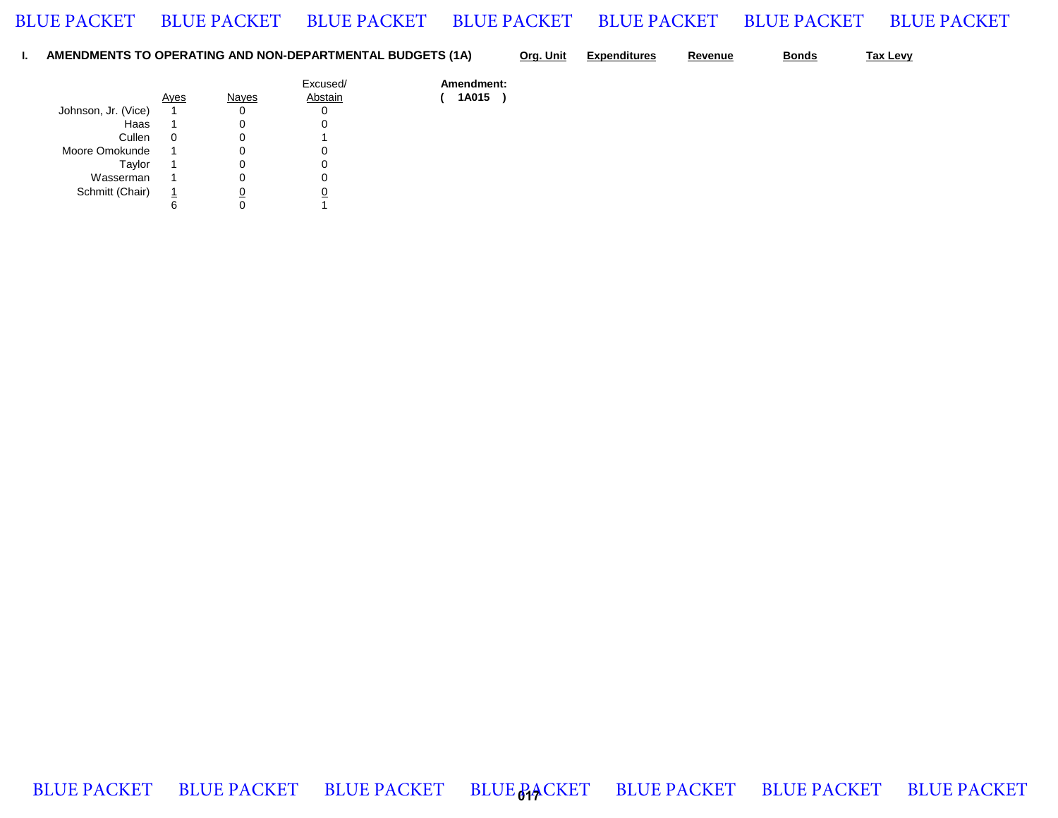**I. AMENDMENTS TO OPERATING AND NON-DEPARTMENTAL BUDGETS (1A)** | **Org. Unit** | **Expenditures** | **Revenue** | **Bonds** | **Tax Levy**

| | Ayes | Nayes | Excused/ Abstain |
|---|---|---|---|
| Johnson, Jr. (Vice) | 1 | 0 | 0 |
| Haas | 1 | 0 | 0 |
| Cullen | 0 | 0 | 1 |
| Moore Omokunde | 1 | 0 | 0 |
| Taylor | 1 | 0 | 0 |
| Wasserman | 1 | 0 | 0 |
| Schmitt (Chair) | 1 | 0 | 0 |
| | 6 | 0 | 1 |

**Amendment:**
**( 1A015 )**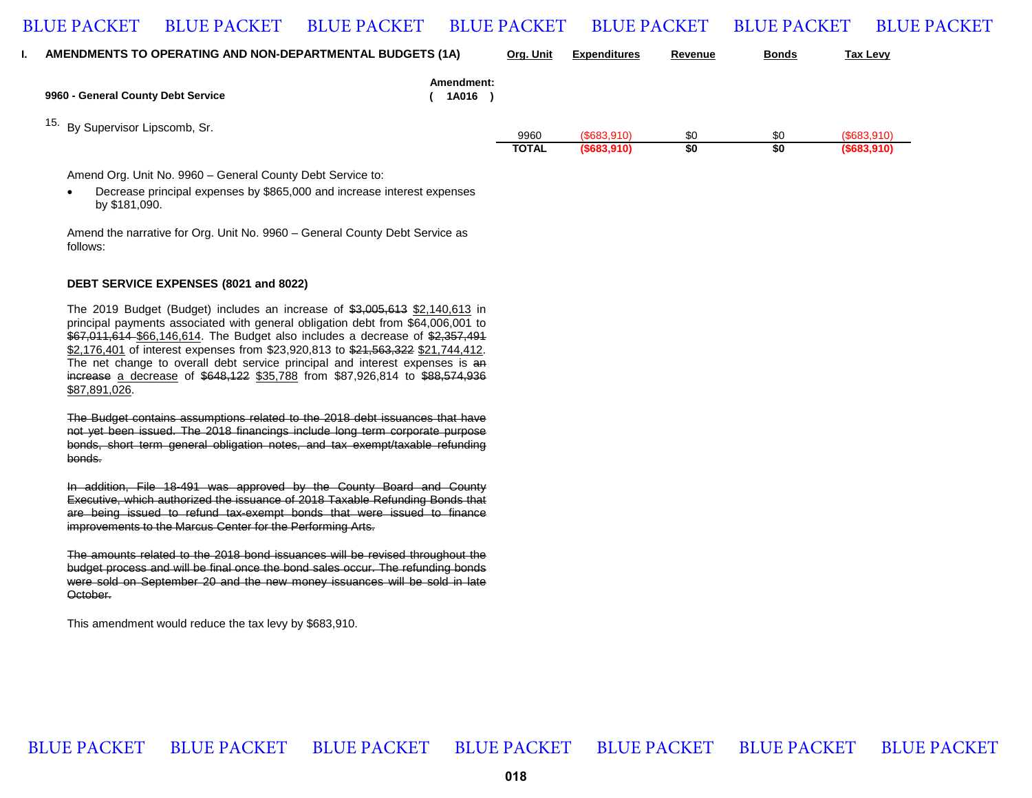## I. AMENDMENTS TO OPERATING AND NON-DEPARTMENTAL BUDGETS (1A)

**9960 - General County Debt Service**

**Amendment: ( 1A016 )**

15. By Supervisor Lipscomb, Sr.

| | Org. Unit | Expenditures | Revenue | Bonds | Tax Levy |
|---|---|---|---|---|---|
| | 9960 | ($683,910) | $0 | $0 | ($683,910) |
| | **TOTAL** | **($683,910)** | **$0** | **$0** | **($683,910)** |

Amend Org. Unit No. 9960 – General County Debt Service to:

- Decrease principal expenses by $865,000 and increase interest expenses by $181,090.

Amend the narrative for Org. Unit No. 9960 – General County Debt Service as follows:

**DEBT SERVICE EXPENSES (8021 and 8022)**

The 2019 Budget (Budget) includes an increase of ~~$3,005,613~~ $2,140,613 in principal payments associated with general obligation debt from $64,006,001 to ~~$67,011,614~~ $66,146,614. The Budget also includes a decrease of ~~$2,357,491~~ $2,176,401 of interest expenses from $23,920,813 to ~~$21,563,322~~ $21,744,412. The net change to overall debt service principal and interest expenses is ~~an increase~~ a decrease of ~~$648,122~~ $35,788 from $87,926,814 to ~~$88,574,936~~ $87,891,026.

~~The Budget contains assumptions related to the 2018 debt issuances that have not yet been issued. The 2018 financings include long term corporate purpose bonds, short term general obligation notes, and tax exempt/taxable refunding bonds.~~

~~In addition, File 18-491 was approved by the County Board and County Executive, which authorized the issuance of 2018 Taxable Refunding Bonds that are being issued to refund tax-exempt bonds that were issued to finance improvements to the Marcus Center for the Performing Arts.~~

~~The amounts related to the 2018 bond issuances will be revised throughout the budget process and will be final once the bond sales occur. The refunding bonds were sold on September 20 and the new money issuances will be sold in late October.~~

This amendment would reduce the tax levy by $683,910.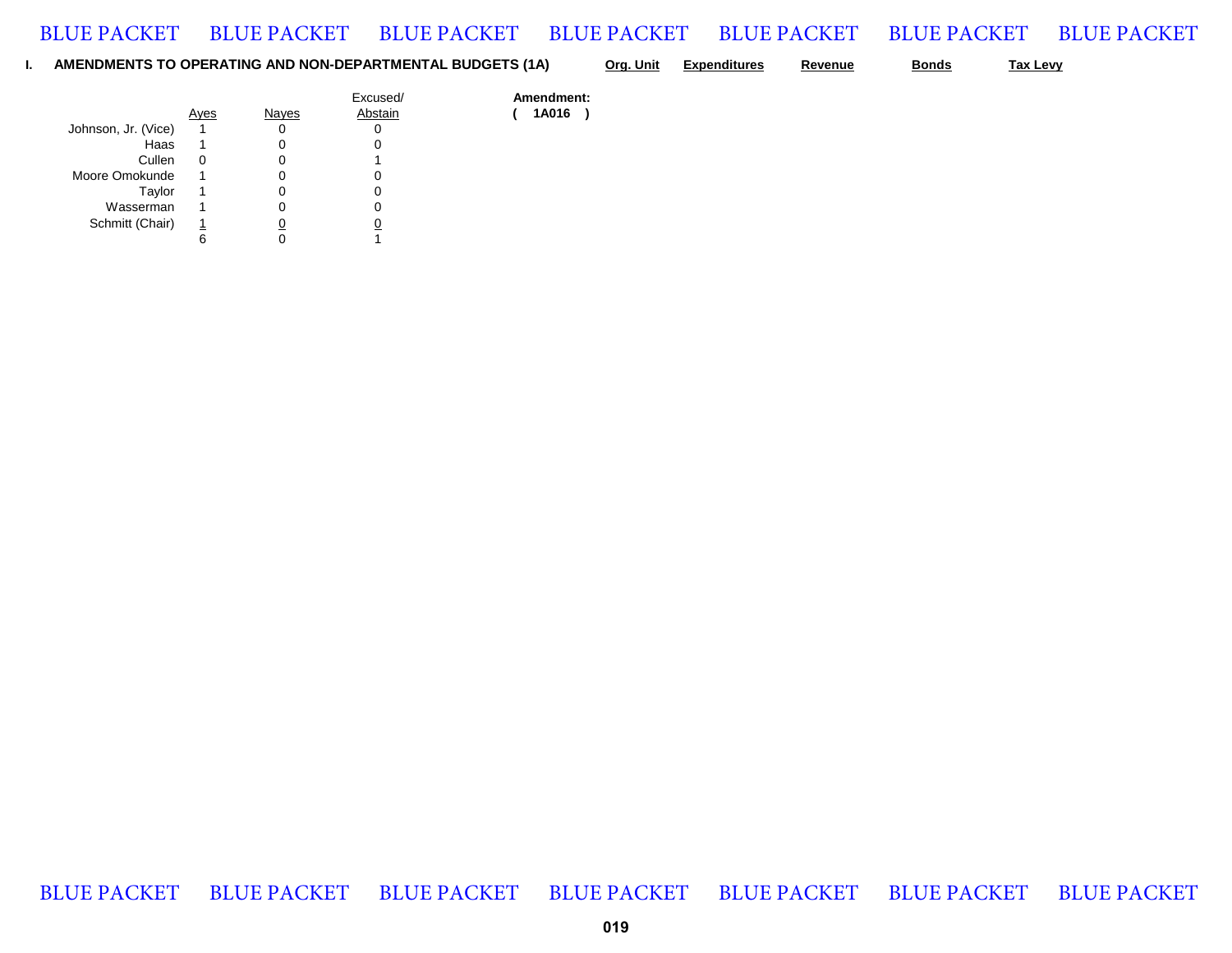**I. AMENDMENTS TO OPERATING AND NON-DEPARTMENTAL BUDGETS (1A)** | **Org. Unit** | **Expenditures** | **Revenue** | **Bonds** | **Tax Levy**

**Amendment:**
**( 1A016 )**

| | Ayes | Nayes | Excused/ Abstain |
|---|---|---|---|
| Johnson, Jr. (Vice) | 1 | 0 | 0 |
| Haas | 1 | 0 | 0 |
| Cullen | 0 | 0 | 1 |
| Moore Omokunde | 1 | 0 | 0 |
| Taylor | 1 | 0 | 0 |
| Wasserman | 1 | 0 | 0 |
| Schmitt (Chair) | 1 | 0 | 0 |
| | 6 | 0 | 1 |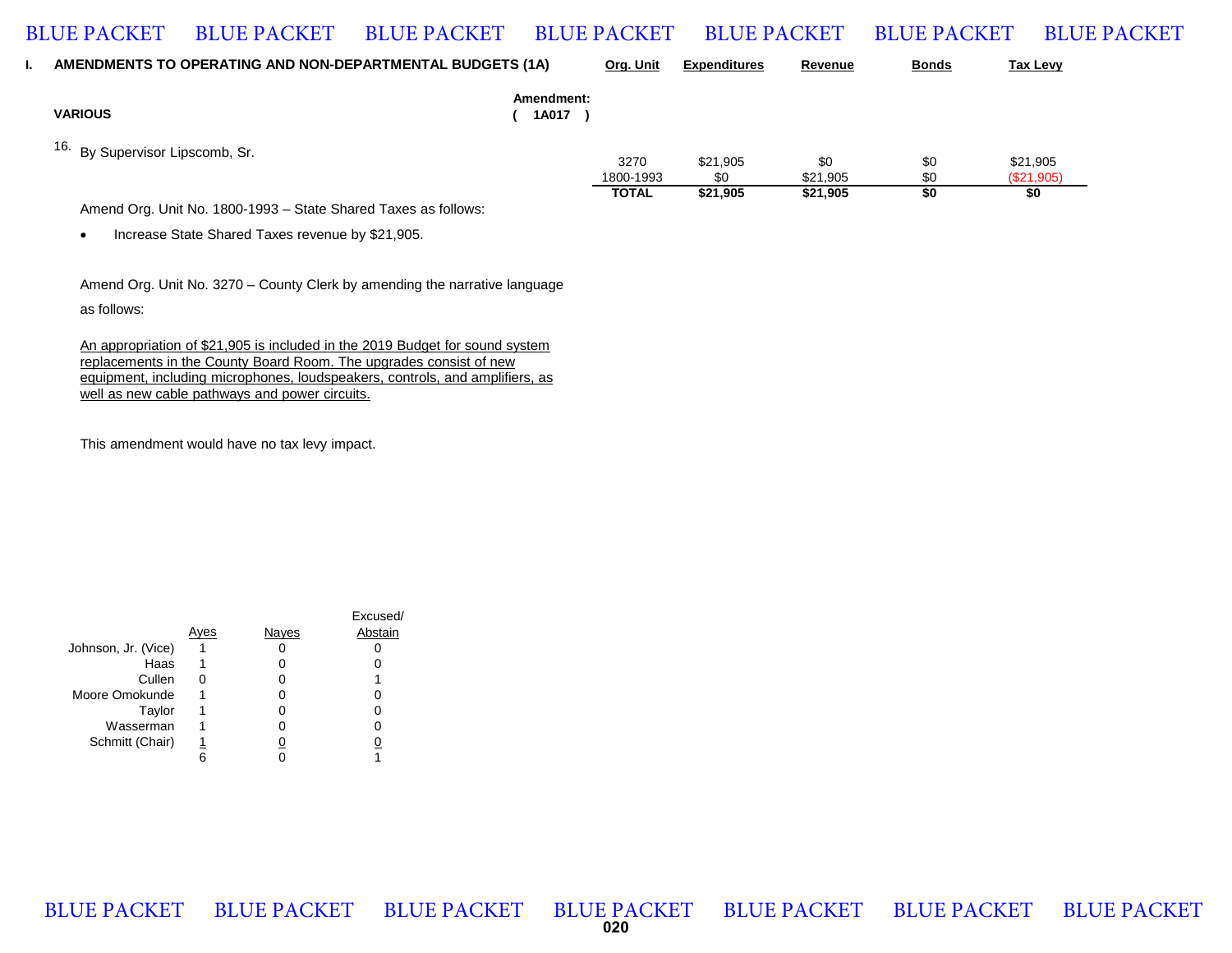## I. AMENDMENTS TO OPERATING AND NON-DEPARTMENTAL BUDGETS (1A)

**VARIOUS**

**Amendment: ( 1A017 )**

16. By Supervisor Lipscomb, Sr.

| Org. Unit | Expenditures | Revenue | Bonds | Tax Levy |
|---|---|---|---|---|
| 3270 | $21,905 | $0 | $0 | $21,905 |
| 1800-1993 | $0 | $21,905 | $0 | ($21,905) |
| **TOTAL** | **$21,905** | **$21,905** | **$0** | **$0** |

Amend Org. Unit No. 1800-1993 – State Shared Taxes as follows:

- Increase State Shared Taxes revenue by $21,905.

Amend Org. Unit No. 3270 – County Clerk by amending the narrative language as follows:

<u>An appropriation of $21,905 is included in the 2019 Budget for sound system replacements in the County Board Room. The upgrades consist of new equipment, including microphones, loudspeakers, controls, and amplifiers, as well as new cable pathways and power circuits.</u>

This amendment would have no tax levy impact.

| | Ayes | Nayes | Excused/ Abstain |
|---|---|---|---|
| Johnson, Jr. (Vice) | 1 | 0 | 0 |
| Haas | 1 | 0 | 0 |
| Cullen | 0 | 0 | 1 |
| Moore Omokunde | 1 | 0 | 0 |
| Taylor | 1 | 0 | 0 |
| Wasserman | 1 | 0 | 0 |
| Schmitt (Chair) | 1 | 0 | 0 |
| | 6 | 0 | 1 |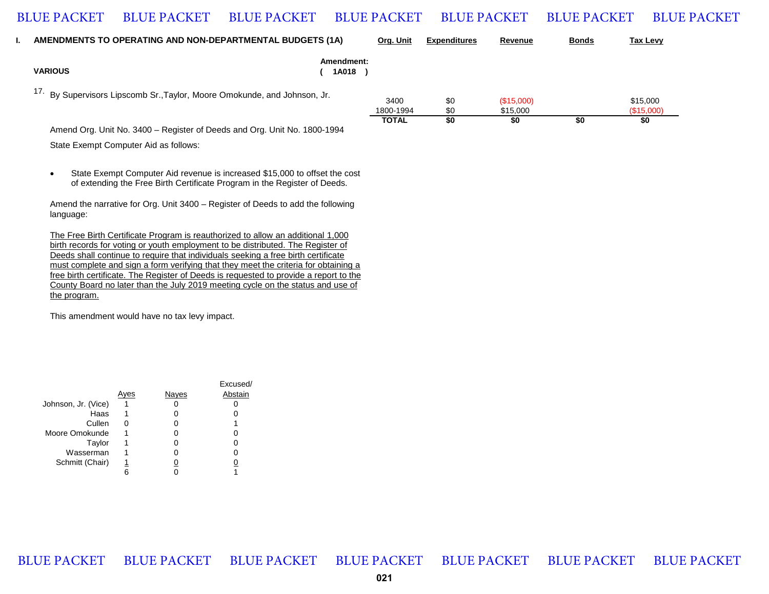## I. AMENDMENTS TO OPERATING AND NON-DEPARTMENTAL BUDGETS (1A)

**VARIOUS**

**Amendment: ( 1A018 )**

17. By Supervisors Lipscomb Sr.,Taylor, Moore Omokunde, and Johnson, Jr.

| Org. Unit | Expenditures | Revenue | Bonds | Tax Levy |
|---|---|---|---|---|
| 3400 | $0 | ($15,000) | | $15,000 |
| 1800-1994 | $0 | $15,000 | | ($15,000) |
| **TOTAL** | **$0** | **$0** | **$0** | **$0** |

Amend Org. Unit No. 3400 – Register of Deeds and Org. Unit No. 1800-1994 State Exempt Computer Aid as follows:

- State Exempt Computer Aid revenue is increased $15,000 to offset the cost of extending the Free Birth Certificate Program in the Register of Deeds.

Amend the narrative for Org. Unit 3400 – Register of Deeds to add the following language:

The Free Birth Certificate Program is reauthorized to allow an additional 1,000 birth records for voting or youth employment to be distributed. The Register of Deeds shall continue to require that individuals seeking a free birth certificate must complete and sign a form verifying that they meet the criteria for obtaining a free birth certificate. The Register of Deeds is requested to provide a report to the County Board no later than the July 2019 meeting cycle on the status and use of the program.

This amendment would have no tax levy impact.

| | Ayes | Nayes | Excused/ Abstain |
|---|---|---|---|
| Johnson, Jr. (Vice) | 1 | 0 | 0 |
| Haas | 1 | 0 | 0 |
| Cullen | 0 | 0 | 1 |
| Moore Omokunde | 1 | 0 | 0 |
| Taylor | 1 | 0 | 0 |
| Wasserman | 1 | 0 | 0 |
| Schmitt (Chair) | 1 | 0 | 0 |
| | 6 | 0 | 1 |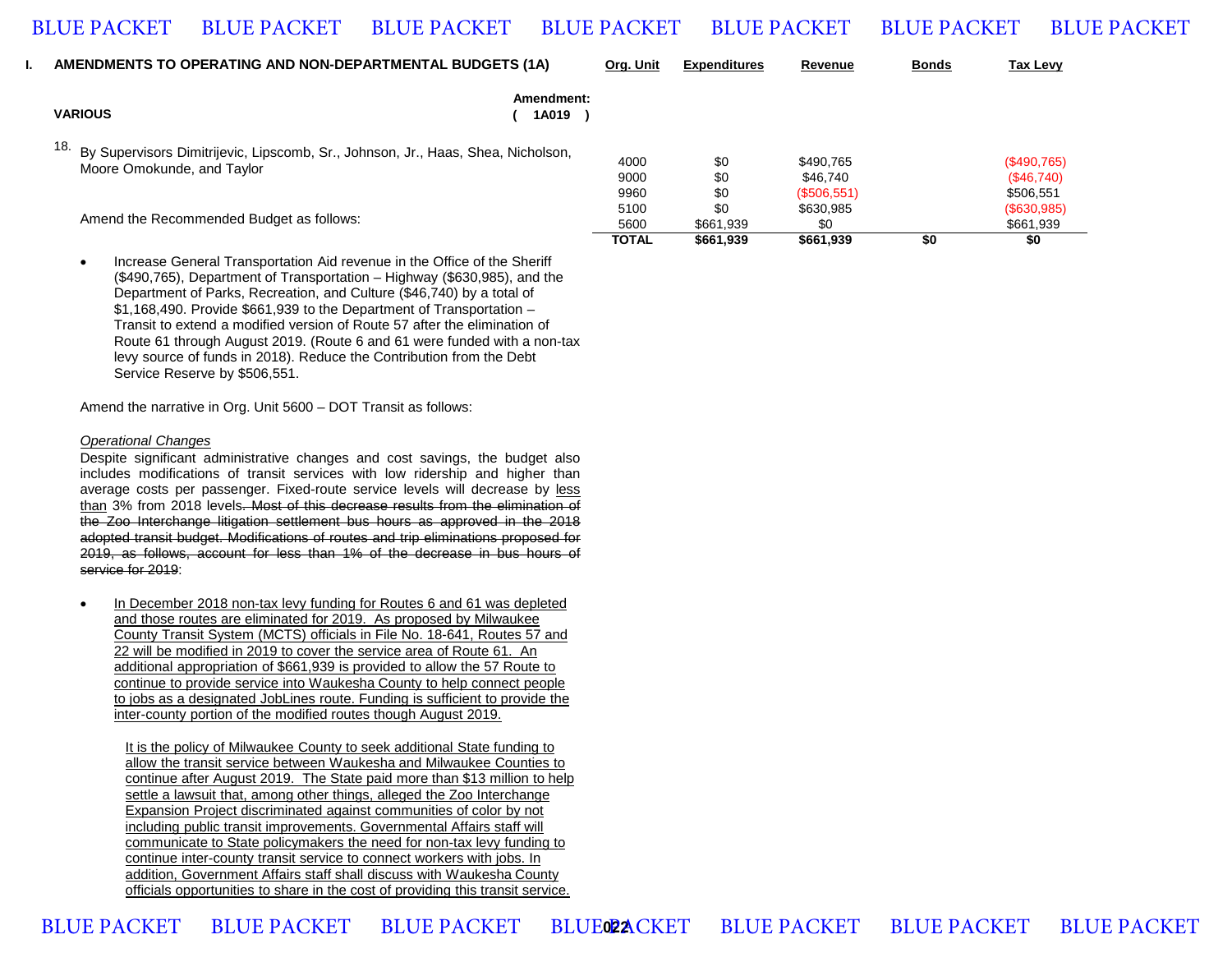## I. AMENDMENTS TO OPERATING AND NON-DEPARTMENTAL BUDGETS (1A)

**VARIOUS** — **Amendment: ( 1A019 )**

18. By Supervisors Dimitrijevic, Lipscomb, Sr., Johnson, Jr., Haas, Shea, Nicholson, Moore Omokunde, and Taylor

| Org. Unit | Expenditures | Revenue | Bonds | Tax Levy |
|---|---|---|---|---|
| 4000 | $0 | $490,765 | | ($490,765) |
| 9000 | $0 | $46,740 | | ($46,740) |
| 9960 | $0 | ($506,551) | | $506,551 |
| 5100 | $0 | $630,985 | | ($630,985) |
| 5600 | $661,939 | $0 | | $661,939 |
| **TOTAL** | **$661,939** | **$661,939** | **$0** | **$0** |

Amend the Recommended Budget as follows:

- Increase General Transportation Aid revenue in the Office of the Sheriff ($490,765), Department of Transportation – Highway ($630,985), and the Department of Parks, Recreation, and Culture ($46,740) by a total of $1,168,490. Provide $661,939 to the Department of Transportation – Transit to extend a modified version of Route 57 after the elimination of Route 61 through August 2019. (Route 6 and 61 were funded with a non-tax levy source of funds in 2018). Reduce the Contribution from the Debt Service Reserve by $506,551.

Amend the narrative in Org. Unit 5600 – DOT Transit as follows:

*Operational Changes*

Despite significant administrative changes and cost savings, the budget also includes modifications of transit services with low ridership and higher than average costs per passenger. Fixed-route service levels will decrease by <u>less than</u> 3% from 2018 levels~~. Most of this decrease results from the elimination of the Zoo Interchange litigation settlement bus hours as approved in the 2018 adopted transit budget. Modifications of routes and trip eliminations proposed for 2019, as follows, account for less than 1% of the decrease in bus hours of service for 2019~~:

- <u>In December 2018 non-tax levy funding for Routes 6 and 61 was depleted and those routes are eliminated for 2019. As proposed by Milwaukee County Transit System (MCTS) officials in File No. 18-641, Routes 57 and 22 will be modified in 2019 to cover the service area of Route 61. An additional appropriation of $661,939 is provided to allow the 57 Route to continue to provide service into Waukesha County to help connect people to jobs as a designated JobLines route. Funding is sufficient to provide the inter-county portion of the modified routes though August 2019.</u>

  <u>It is the policy of Milwaukee County to seek additional State funding to allow the transit service between Waukesha and Milwaukee Counties to continue after August 2019. The State paid more than $13 million to help settle a lawsuit that, among other things, alleged the Zoo Interchange Expansion Project discriminated against communities of color by not including public transit improvements. Governmental Affairs staff will communicate to State policymakers the need for non-tax levy funding to continue inter-county transit service to connect workers with jobs. In addition, Government Affairs staff shall discuss with Waukesha County officials opportunities to share in the cost of providing this transit service.</u>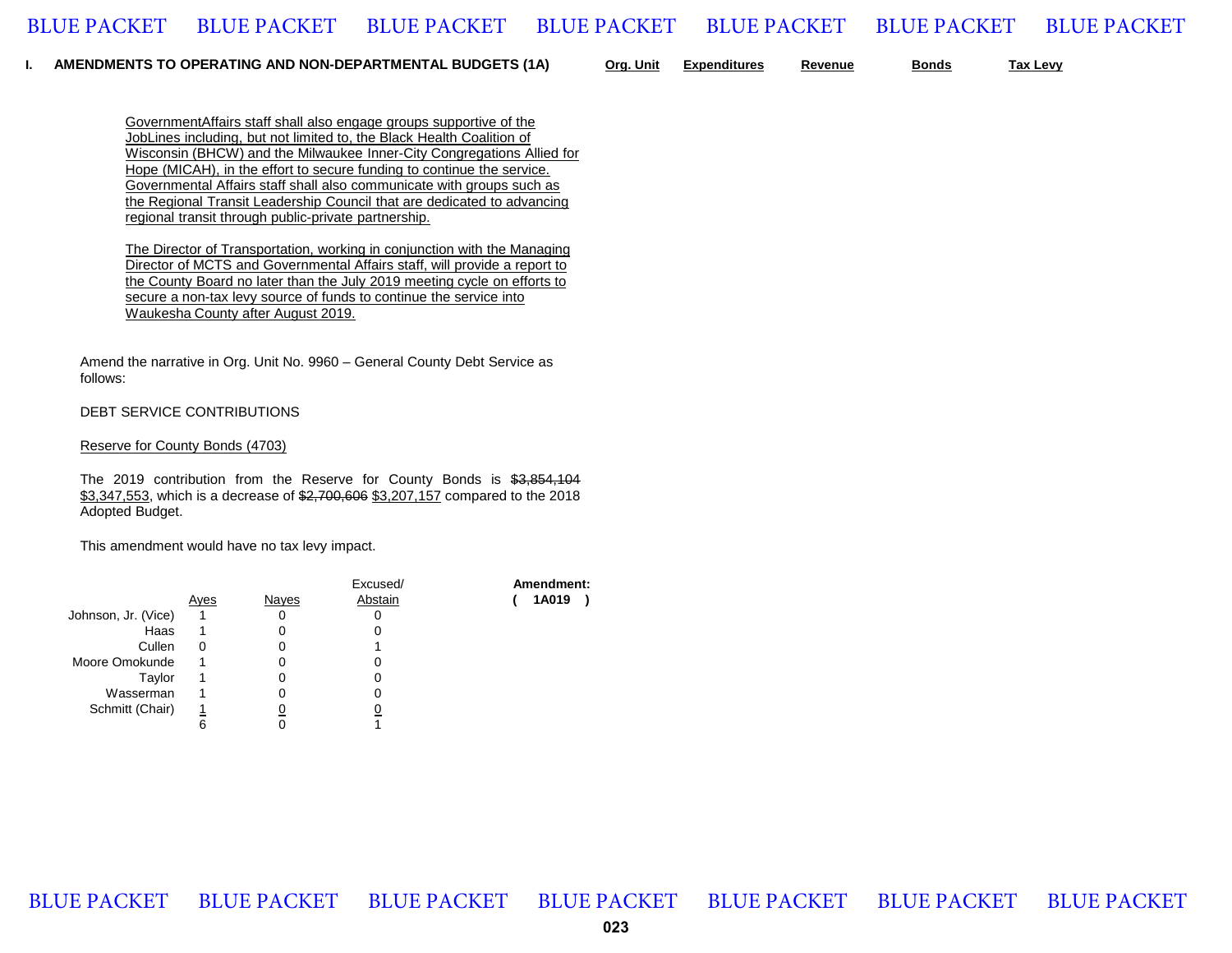**I. AMENDMENTS TO OPERATING AND NON-DEPARTMENTAL BUDGETS (1A)** | Org. Unit | Expenditures | Revenue | Bonds | Tax Levy

<u>GovernmentAffairs staff shall also engage groups supportive of the JobLines including, but not limited to, the Black Health Coalition of Wisconsin (BHCW) and the Milwaukee Inner-City Congregations Allied for Hope (MICAH), in the effort to secure funding to continue the service. Governmental Affairs staff shall also communicate with groups such as the Regional Transit Leadership Council that are dedicated to advancing regional transit through public-private partnership.</u>

<u>The Director of Transportation, working in conjunction with the Managing Director of MCTS and Governmental Affairs staff, will provide a report to the County Board no later than the July 2019 meeting cycle on efforts to secure a non-tax levy source of funds to continue the service into Waukesha County after August 2019.</u>

Amend the narrative in Org. Unit No. 9960 – General County Debt Service as follows:

DEBT SERVICE CONTRIBUTIONS

<u>Reserve for County Bonds (4703)</u>

The 2019 contribution from the Reserve for County Bonds is ~~$3,854,104~~ <u>$3,347,553</u>, which is a decrease of ~~$2,700,606~~ <u>$3,207,157</u> compared to the 2018 Adopted Budget.

This amendment would have no tax levy impact.

| | Ayes | Nayes | Excused/ Abstain |
|---|---|---|---|
| Johnson, Jr. (Vice) | 1 | 0 | 0 |
| Haas | 1 | 0 | 0 |
| Cullen | 0 | 0 | 1 |
| Moore Omokunde | 1 | 0 | 0 |
| Taylor | 1 | 0 | 0 |
| Wasserman | 1 | 0 | 0 |
| Schmitt (Chair) | 1 | 0 | 0 |
| | 6 | 0 | 1 |

**Amendment: ( 1A019 )**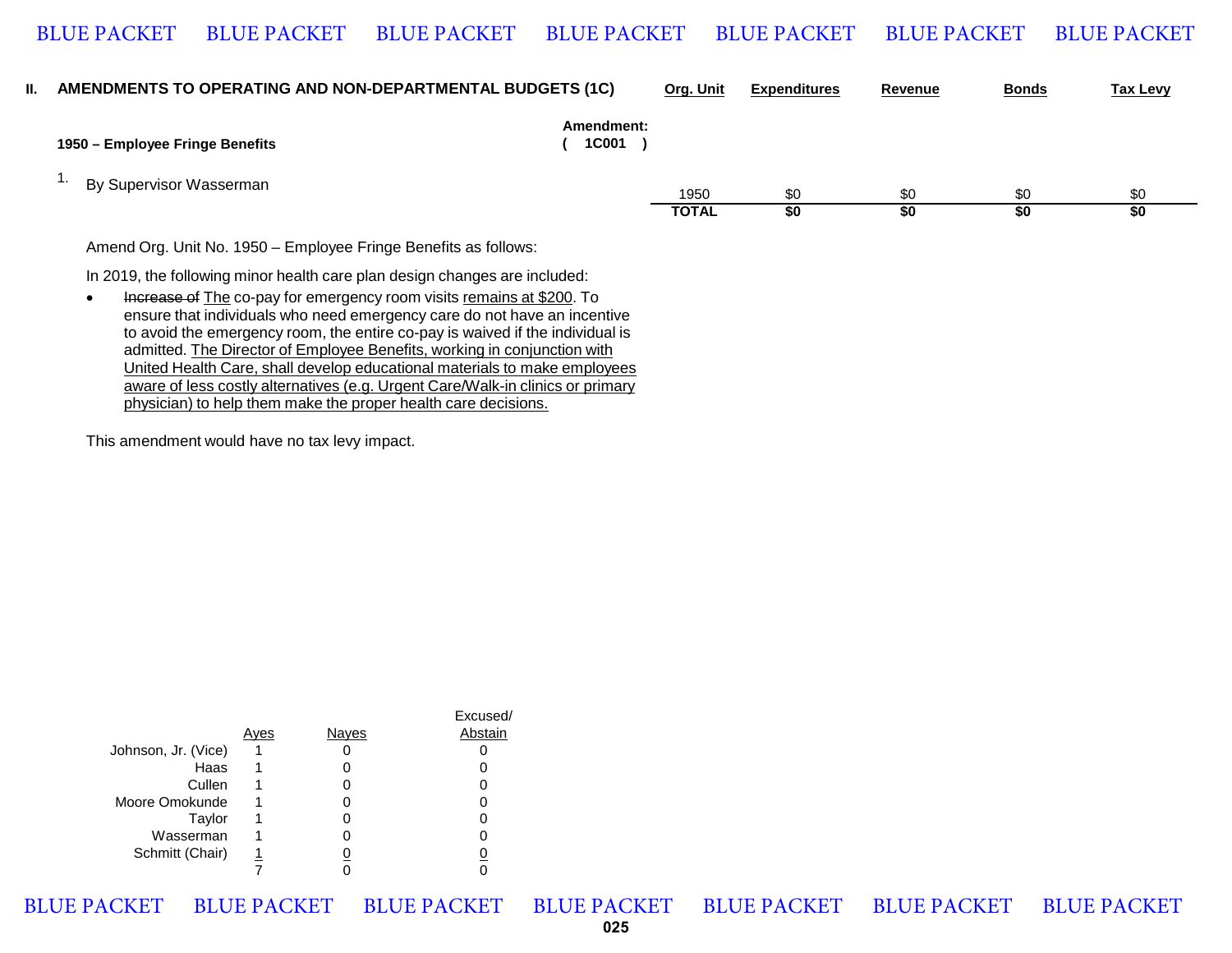## II. AMENDMENTS TO OPERATING AND NON-DEPARTMENTAL BUDGETS (1C)

### 1950 – Employee Fringe Benefits

Amendment: ( 1C001 )

1. By Supervisor Wasserman

| Org. Unit | Expenditures | Revenue | Bonds | Tax Levy |
|---|---|---|---|---|
| 1950 | $0 | $0 | $0 | $0 |
| **TOTAL** | **$0** | **$0** | **$0** | **$0** |

Amend Org. Unit No. 1950 – Employee Fringe Benefits as follows:

In 2019, the following minor health care plan design changes are included:

- ~~Increase of~~ The co-pay for emergency room visits remains at $200. To ensure that individuals who need emergency care do not have an incentive to avoid the emergency room, the entire co-pay is waived if the individual is admitted. The Director of Employee Benefits, working in conjunction with United Health Care, shall develop educational materials to make employees aware of less costly alternatives (e.g. Urgent Care/Walk-in clinics or primary physician) to help them make the proper health care decisions.

This amendment would have no tax levy impact.

| | Ayes | Nayes | Excused/ Abstain |
|---|---|---|---|
| Johnson, Jr. (Vice) | 1 | 0 | 0 |
| Haas | 1 | 0 | 0 |
| Cullen | 1 | 0 | 0 |
| Moore Omokunde | 1 | 0 | 0 |
| Taylor | 1 | 0 | 0 |
| Wasserman | 1 | 0 | 0 |
| Schmitt (Chair) | 1 | 0 | 0 |
| | 7 | 0 | 0 |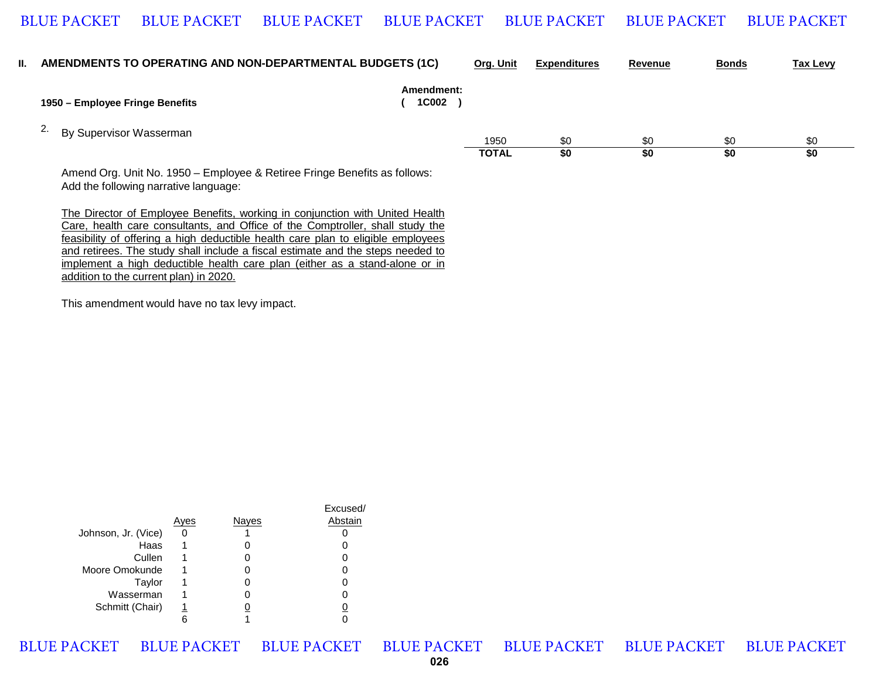## II. AMENDMENTS TO OPERATING AND NON-DEPARTMENTAL BUDGETS (1C)

### 1950 – Employee Fringe Benefits

**Amendment: ( 1C002 )**

2. By Supervisor Wasserman

| Org. Unit | Expenditures | Revenue | Bonds | Tax Levy |
|---|---|---|---|---|
| 1950 | $0 | $0 | $0 | $0 |
| **TOTAL** | **$0** | **$0** | **$0** | **$0** |

Amend Org. Unit No. 1950 – Employee & Retiree Fringe Benefits as follows:
Add the following narrative language:

<u>The Director of Employee Benefits, working in conjunction with United Health Care, health care consultants, and Office of the Comptroller, shall study the feasibility of offering a high deductible health care plan to eligible employees and retirees. The study shall include a fiscal estimate and the steps needed to implement a high deductible health care plan (either as a stand-alone or in addition to the current plan) in 2020.</u>

This amendment would have no tax levy impact.

| | Ayes | Nayes | Excused/ Abstain |
|---|---|---|---|
| Johnson, Jr. (Vice) | 0 | 1 | 0 |
| Haas | 1 | 0 | 0 |
| Cullen | 1 | 0 | 0 |
| Moore Omokunde | 1 | 0 | 0 |
| Taylor | 1 | 0 | 0 |
| Wasserman | 1 | 0 | 0 |
| Schmitt (Chair) | 1 | 0 | 0 |
| | 6 | 1 | 0 |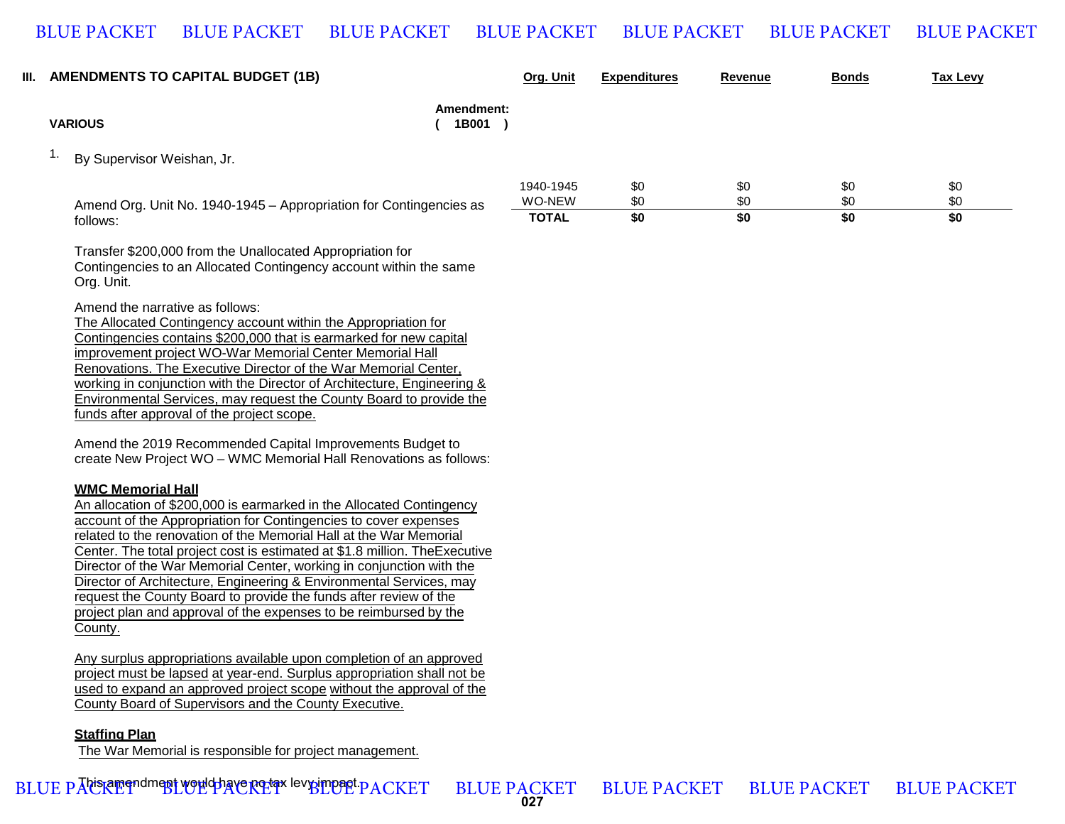## III. AMENDMENTS TO CAPITAL BUDGET (1B)

**VARIOUS**

**Amendment: ( 1B001 )**

1. By Supervisor Weishan, Jr.

Amend Org. Unit No. 1940-1945 – Appropriation for Contingencies as follows:

| Org. Unit | Expenditures | Revenue | Bonds | Tax Levy |
|---|---|---|---|---|
| 1940-1945 | $0 | $0 | $0 | $0 |
| WO-NEW | $0 | $0 | $0 | $0 |
| **TOTAL** | **$0** | **$0** | **$0** | **$0** |

Transfer $200,000 from the Unallocated Appropriation for Contingencies to an Allocated Contingency account within the same Org. Unit.

Amend the narrative as follows:

The Allocated Contingency account within the Appropriation for Contingencies contains $200,000 that is earmarked for new capital improvement project WO-War Memorial Center Memorial Hall Renovations. The Executive Director of the War Memorial Center, working in conjunction with the Director of Architecture, Engineering & Environmental Services, may request the County Board to provide the funds after approval of the project scope.

Amend the 2019 Recommended Capital Improvements Budget to create New Project WO – WMC Memorial Hall Renovations as follows:

**WMC Memorial Hall**

An allocation of $200,000 is earmarked in the Allocated Contingency account of the Appropriation for Contingencies to cover expenses related to the renovation of the Memorial Hall at the War Memorial Center. The total project cost is estimated at $1.8 million. TheExecutive Director of the War Memorial Center, working in conjunction with the Director of Architecture, Engineering & Environmental Services, may request the County Board to provide the funds after review of the project plan and approval of the expenses to be reimbursed by the County.

Any surplus appropriations available upon completion of an approved project must be lapsed at year-end. Surplus appropriation shall not be used to expand an approved project scope without the approval of the County Board of Supervisors and the County Executive.

**Staffing Plan**

The War Memorial is responsible for project management.

This amendment would have no tax levy impact.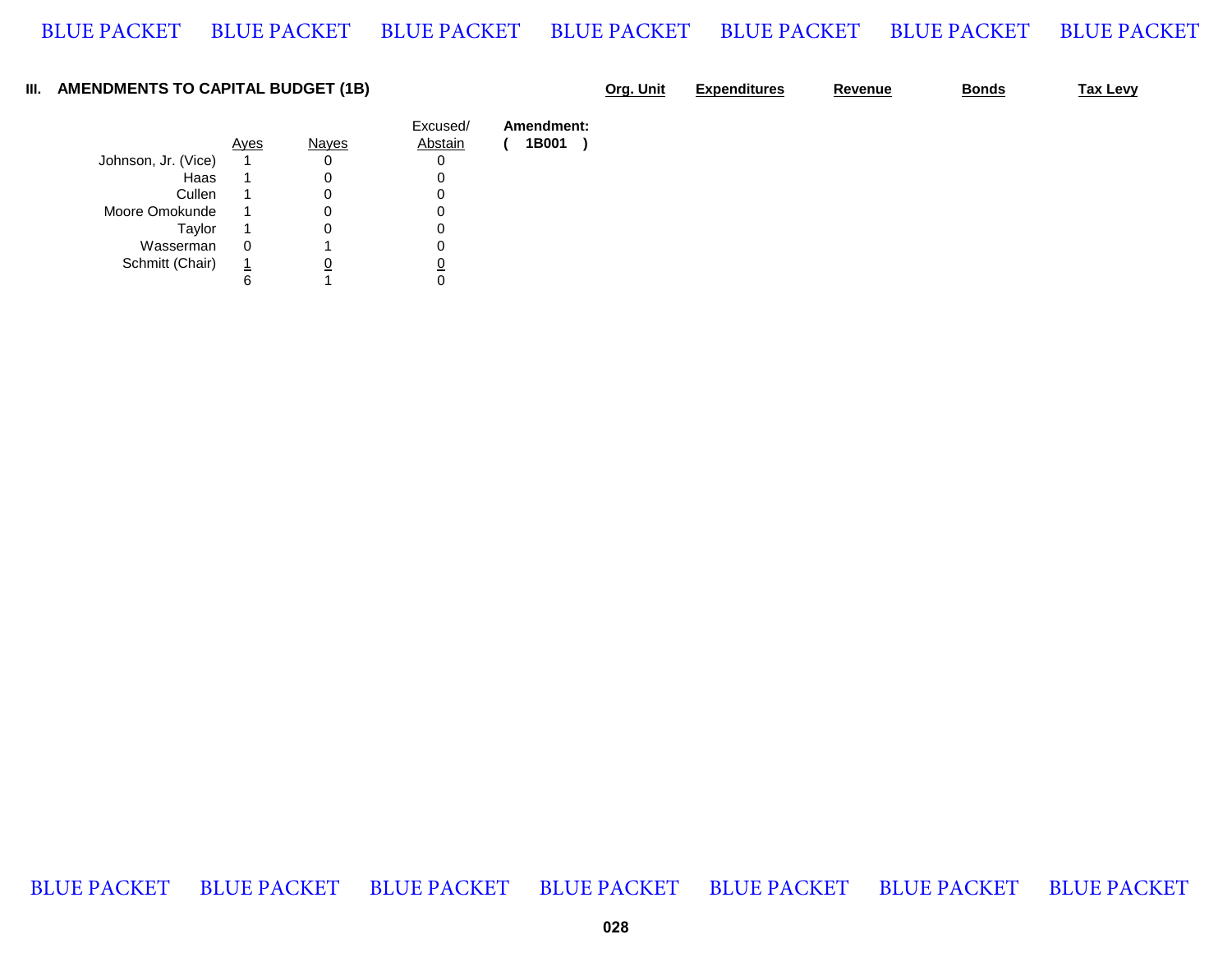### III. AMENDMENTS TO CAPITAL BUDGET (1B)

**Org. Unit** | **Expenditures** | **Revenue** | **Bonds** | **Tax Levy**

|  | Ayes | Nayes | Excused/ Abstain |
|---|---|---|---|
| Johnson, Jr. (Vice) | 1 | 0 | 0 |
| Haas | 1 | 0 | 0 |
| Cullen | 1 | 0 | 0 |
| Moore Omokunde | 1 | 0 | 0 |
| Taylor | 1 | 0 | 0 |
| Wasserman | 0 | 1 | 0 |
| Schmitt (Chair) | 1 | 0 | 0 |
|  | 6 | 1 | 0 |

**Amendment:**
**( 1B001 )**

BLUE PACKET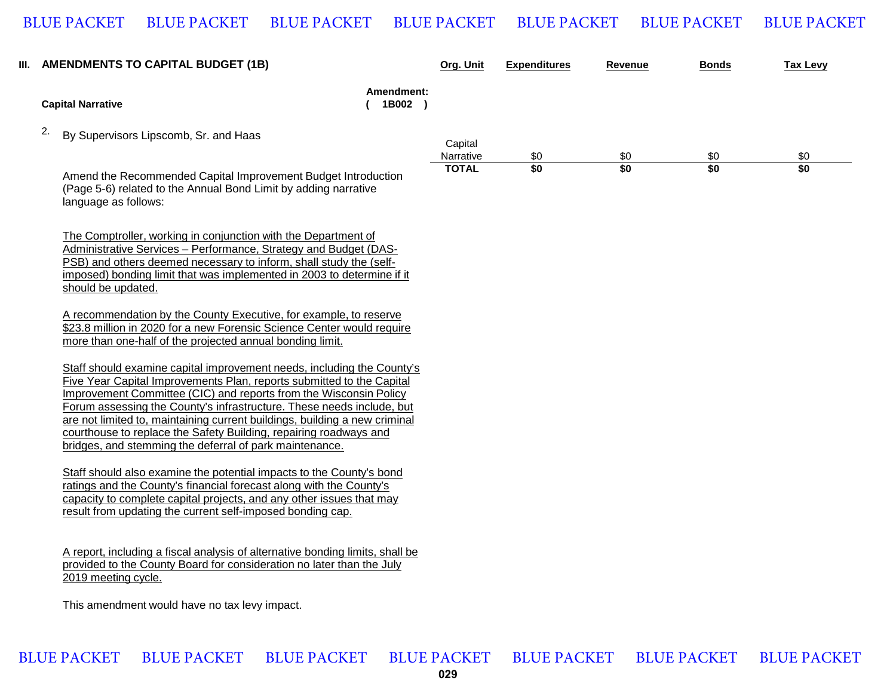## III. AMENDMENTS TO CAPITAL BUDGET (1B)

**Capital Narrative** — **Amendment: ( 1B002 )**

2. By Supervisors Lipscomb, Sr. and Haas

| Org. Unit | Expenditures | Revenue | Bonds | Tax Levy |
|---|---|---|---|---|
| Capital Narrative | $0 | $0 | $0 | $0 |
| **TOTAL** | **$0** | **$0** | **$0** | **$0** |

Amend the Recommended Capital Improvement Budget Introduction (Page 5-6) related to the Annual Bond Limit by adding narrative language as follows:

The Comptroller, working in conjunction with the Department of Administrative Services – Performance, Strategy and Budget (DAS-PSB) and others deemed necessary to inform, shall study the (self-imposed) bonding limit that was implemented in 2003 to determine if it should be updated.

A recommendation by the County Executive, for example, to reserve $23.8 million in 2020 for a new Forensic Science Center would require more than one-half of the projected annual bonding limit.

Staff should examine capital improvement needs, including the County's Five Year Capital Improvements Plan, reports submitted to the Capital Improvement Committee (CIC) and reports from the Wisconsin Policy Forum assessing the County's infrastructure. These needs include, but are not limited to, maintaining current buildings, building a new criminal courthouse to replace the Safety Building, repairing roadways and bridges, and stemming the deferral of park maintenance.

Staff should also examine the potential impacts to the County's bond ratings and the County's financial forecast along with the County's capacity to complete capital projects, and any other issues that may result from updating the current self-imposed bonding cap.

A report, including a fiscal analysis of alternative bonding limits, shall be provided to the County Board for consideration no later than the July 2019 meeting cycle.

This amendment would have no tax levy impact.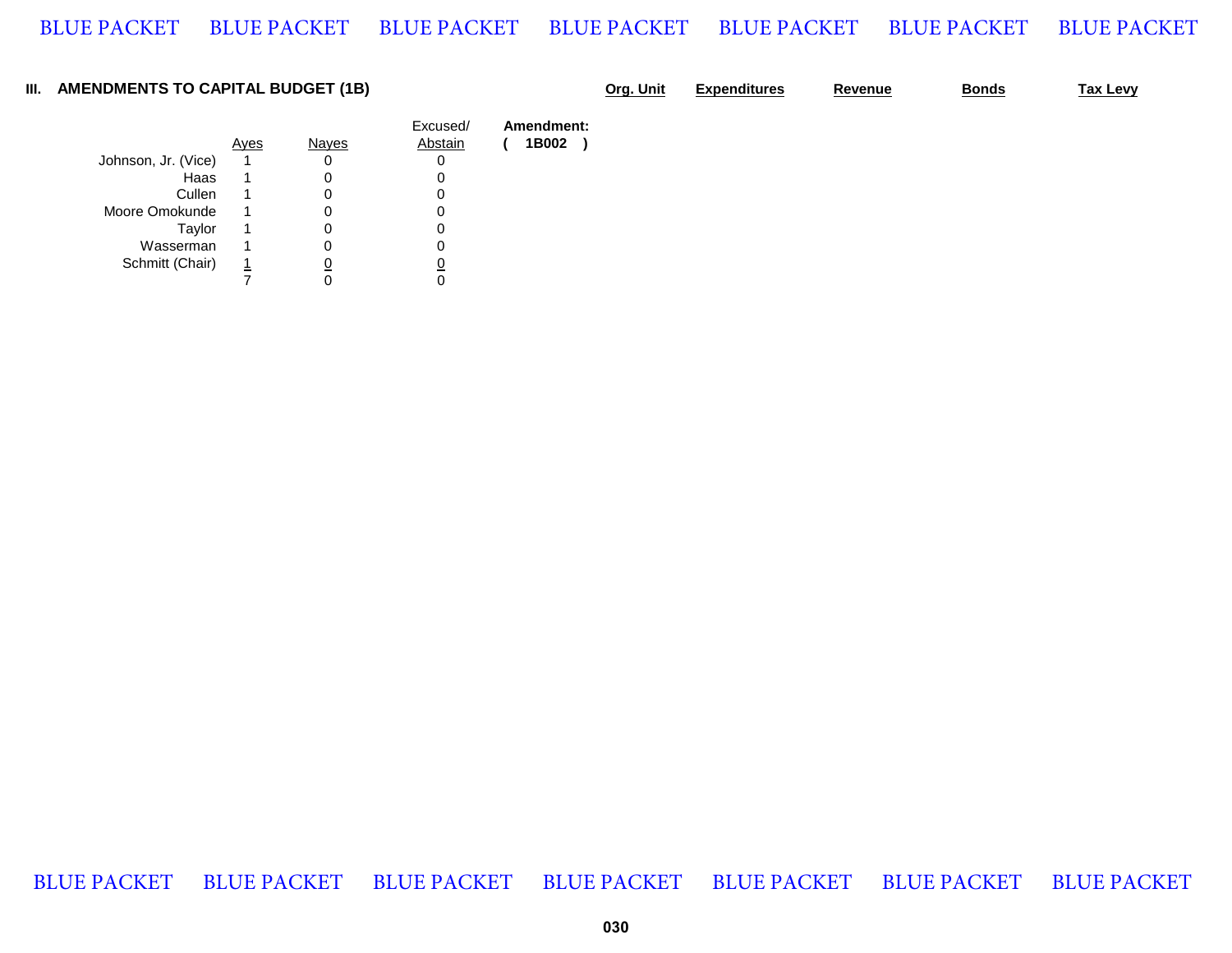## III. AMENDMENTS TO CAPITAL BUDGET (1B)

| | Org. Unit | Expenditures | Revenue | Bonds | Tax Levy |
|---|---|---|---|---|---|

| | Ayes | Nayes | Excused/ Abstain | Amendment: ( 1B002 ) |
|---|---|---|---|---|
| Johnson, Jr. (Vice) | 1 | 0 | 0 | |
| Haas | 1 | 0 | 0 | |
| Cullen | 1 | 0 | 0 | |
| Moore Omokunde | 1 | 0 | 0 | |
| Taylor | 1 | 0 | 0 | |
| Wasserman | 1 | 0 | 0 | |
| Schmitt (Chair) | 1 | 0 | 0 | |
| | 7 | 0 | 0 | |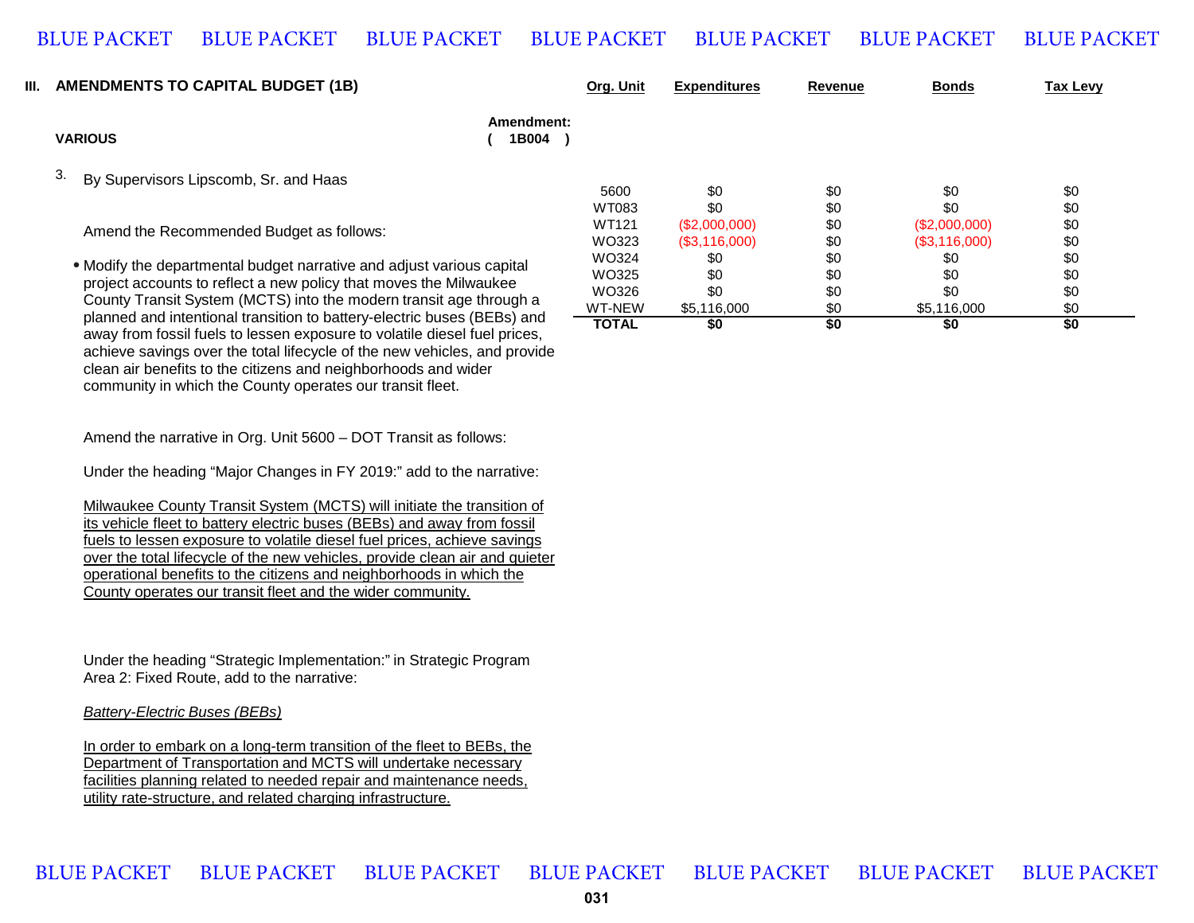## III. AMENDMENTS TO CAPITAL BUDGET (1B)

**VARIOUS**

**Amendment: ( 1B004 )**

3. By Supervisors Lipscomb, Sr. and Haas

| Org. Unit | Expenditures | Revenue | Bonds | Tax Levy |
|---|---|---|---|---|
| 5600 | $0 | $0 | $0 | $0 |
| WT083 | $0 | $0 | $0 | $0 |
| WT121 | ($2,000,000) | $0 | ($2,000,000) | $0 |
| WO323 | ($3,116,000) | $0 | ($3,116,000) | $0 |
| WO324 | $0 | $0 | $0 | $0 |
| WO325 | $0 | $0 | $0 | $0 |
| WO326 | $0 | $0 | $0 | $0 |
| WT-NEW | $5,116,000 | $0 | $5,116,000 | $0 |
| **TOTAL** | **$0** | **$0** | **$0** | **$0** |

Amend the Recommended Budget as follows:

- Modify the departmental budget narrative and adjust various capital project accounts to reflect a new policy that moves the Milwaukee County Transit System (MCTS) into the modern transit age through a planned and intentional transition to battery-electric buses (BEBs) and away from fossil fuels to lessen exposure to volatile diesel fuel prices, achieve savings over the total lifecycle of the new vehicles, and provide clean air benefits to the citizens and neighborhoods and wider community in which the County operates our transit fleet.

Amend the narrative in Org. Unit 5600 – DOT Transit as follows:

Under the heading "Major Changes in FY 2019:" add to the narrative:

<u>Milwaukee County Transit System (MCTS) will initiate the transition of its vehicle fleet to battery electric buses (BEBs) and away from fossil fuels to lessen exposure to volatile diesel fuel prices, achieve savings over the total lifecycle of the new vehicles, provide clean air and quieter operational benefits to the citizens and neighborhoods in which the County operates our transit fleet and the wider community.</u>

Under the heading "Strategic Implementation:" in Strategic Program Area 2: Fixed Route, add to the narrative:

<u>*Battery-Electric Buses (BEBs)*</u>

<u>In order to embark on a long-term transition of the fleet to BEBs, the Department of Transportation and MCTS will undertake necessary facilities planning related to needed repair and maintenance needs, utility rate-structure, and related charging infrastructure.</u>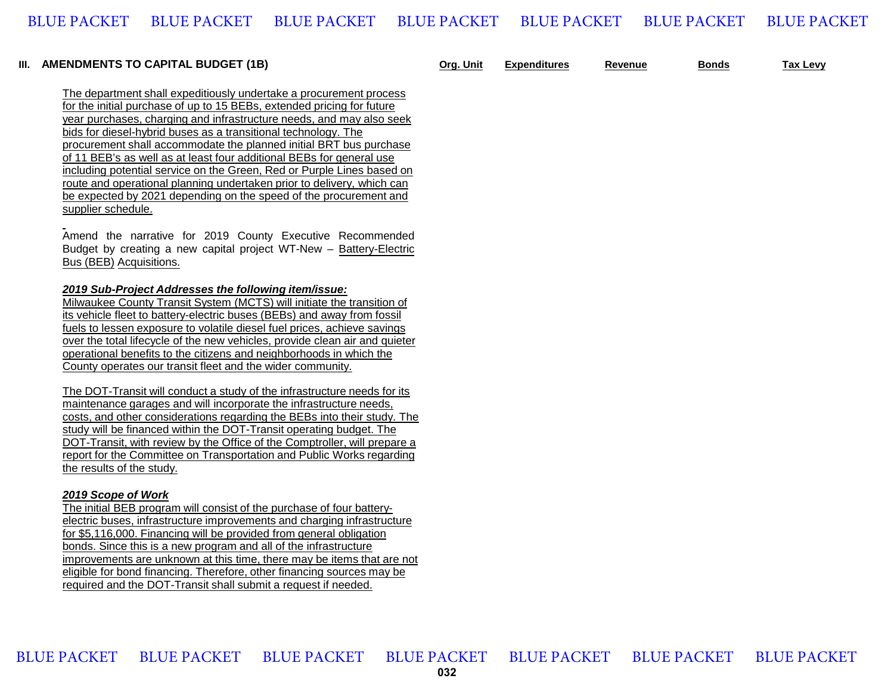**III. AMENDMENTS TO CAPITAL BUDGET (1B)**

| Org. Unit | Expenditures | Revenue | Bonds | Tax Levy |
|---|---|---|---|---|

The department shall expeditiously undertake a procurement process for the initial purchase of up to 15 BEBs, extended pricing for future year purchases, charging and infrastructure needs, and may also seek bids for diesel-hybrid buses as a transitional technology. The procurement shall accommodate the planned initial BRT bus purchase of 11 BEB's as well as at least four additional BEBs for general use including potential service on the Green, Red or Purple Lines based on route and operational planning undertaken prior to delivery, which can be expected by 2021 depending on the speed of the procurement and supplier schedule.

Amend the narrative for 2019 County Executive Recommended Budget by creating a new capital project WT-New – Battery-Electric Bus (BEB) Acquisitions.

***2019 Sub-Project Addresses the following item/issue:***

Milwaukee County Transit System (MCTS) will initiate the transition of its vehicle fleet to battery-electric buses (BEBs) and away from fossil fuels to lessen exposure to volatile diesel fuel prices, achieve savings over the total lifecycle of the new vehicles, provide clean air and quieter operational benefits to the citizens and neighborhoods in which the County operates our transit fleet and the wider community.

The DOT-Transit will conduct a study of the infrastructure needs for its maintenance garages and will incorporate the infrastructure needs, costs, and other considerations regarding the BEBs into their study. The study will be financed within the DOT-Transit operating budget. The DOT-Transit, with review by the Office of the Comptroller, will prepare a report for the Committee on Transportation and Public Works regarding the results of the study.

***2019 Scope of Work***

The initial BEB program will consist of the purchase of four battery-electric buses, infrastructure improvements and charging infrastructure for $5,116,000. Financing will be provided from general obligation bonds. Since this is a new program and all of the infrastructure improvements are unknown at this time, there may be items that are not eligible for bond financing. Therefore, other financing sources may be required and the DOT-Transit shall submit a request if needed.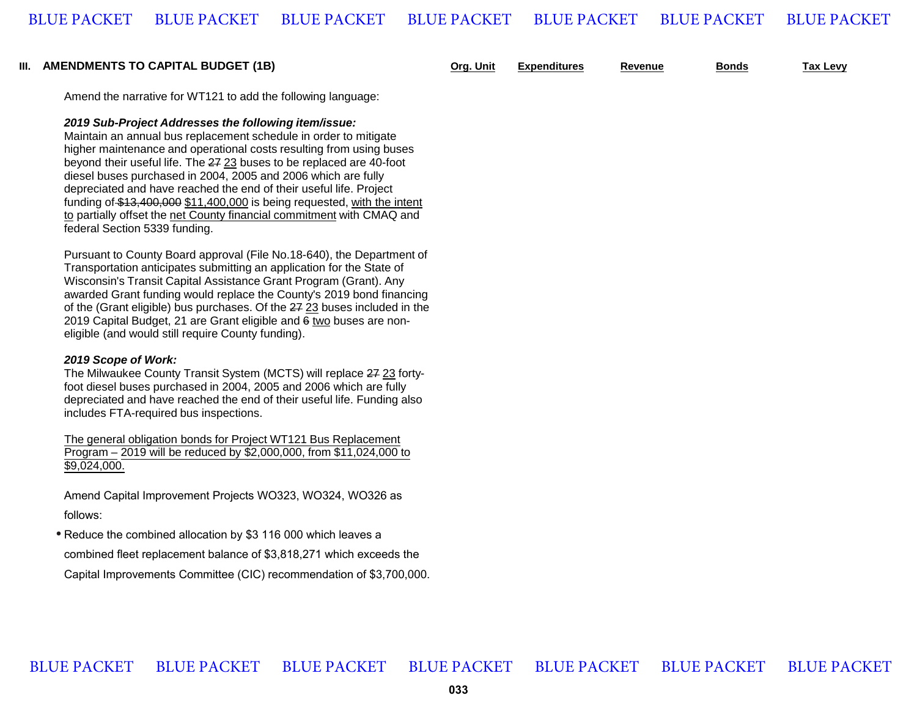## III. AMENDMENTS TO CAPITAL BUDGET (1B)

| | Org. Unit | Expenditures | Revenue | Bonds | Tax Levy |
|---|---|---|---|---|---|

Amend the narrative for WT121 to add the following language:

***2019 Sub-Project Addresses the following item/issue:***
Maintain an annual bus replacement schedule in order to mitigate higher maintenance and operational costs resulting from using buses beyond their useful life. The ~~27~~ <u>23</u> buses to be replaced are 40-foot diesel buses purchased in 2004, 2005 and 2006 which are fully depreciated and have reached the end of their useful life. Project funding of ~~$13,400,000~~ <u>$11,400,000</u> is being requested, <u>with the intent to</u> partially offset the <u>net County financial commitment</u> with CMAQ and federal Section 5339 funding.

Pursuant to County Board approval (File No.18-640), the Department of Transportation anticipates submitting an application for the State of Wisconsin's Transit Capital Assistance Grant Program (Grant). Any awarded Grant funding would replace the County's 2019 bond financing of the (Grant eligible) bus purchases. Of the ~~27~~ <u>23</u> buses included in the 2019 Capital Budget, 21 are Grant eligible and ~~6~~ <u>two</u> buses are non-eligible (and would still require County funding).

***2019 Scope of Work:***
The Milwaukee County Transit System (MCTS) will replace ~~27~~ <u>23</u> forty-foot diesel buses purchased in 2004, 2005 and 2006 which are fully depreciated and have reached the end of their useful life. Funding also includes FTA-required bus inspections.

<u>The general obligation bonds for Project WT121 Bus Replacement Program – 2019 will be reduced by $2,000,000, from $11,024,000 to $9,024,000.</u>

Amend Capital Improvement Projects WO323, WO324, WO326 as follows:

- Reduce the combined allocation by $3 116 000 which leaves a combined fleet replacement balance of $3,818,271 which exceeds the Capital Improvements Committee (CIC) recommendation of $3,700,000.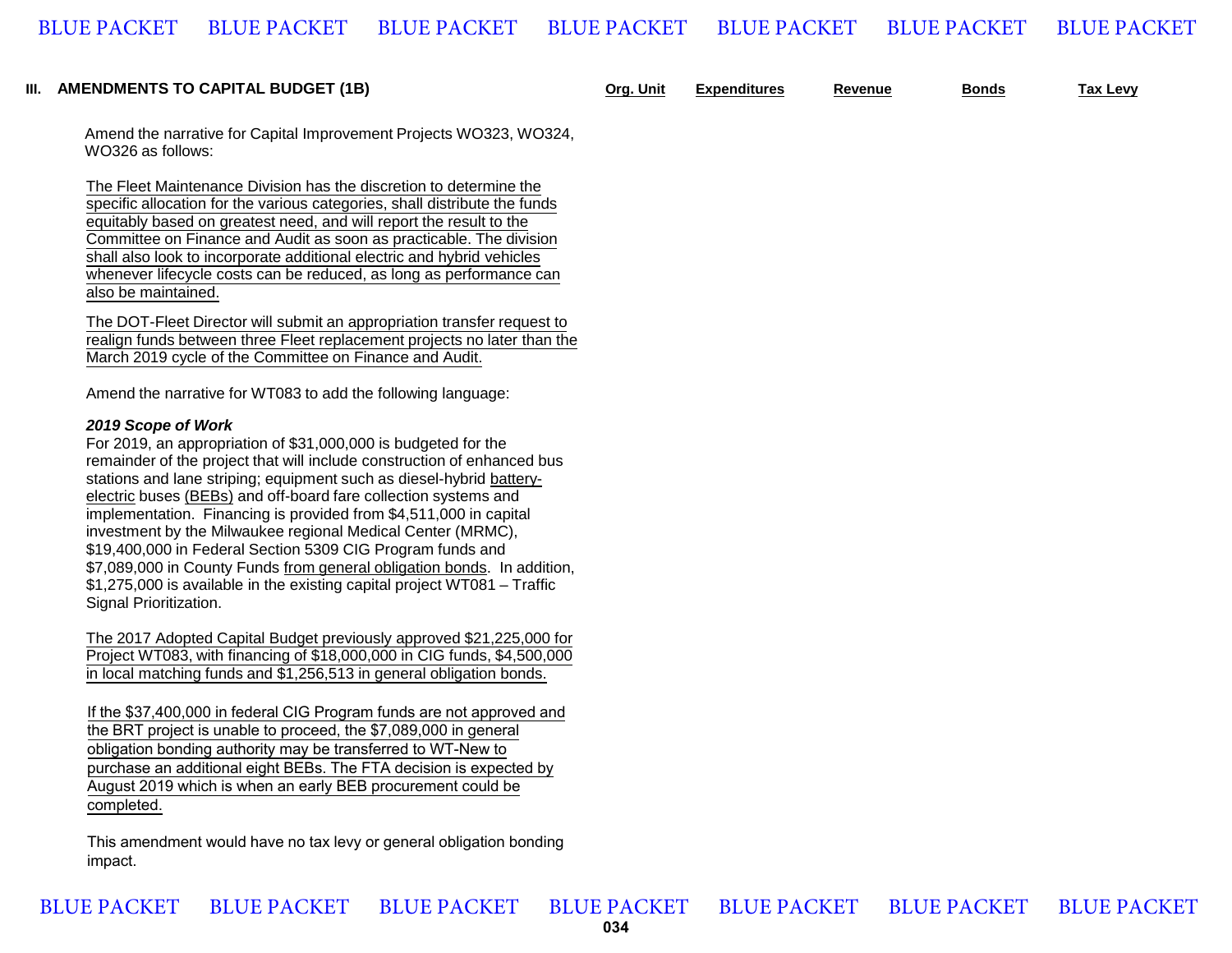## III. AMENDMENTS TO CAPITAL BUDGET (1B)

| | Org. Unit | Expenditures | Revenue | Bonds | Tax Levy |
|---|---|---|---|---|---|

Amend the narrative for Capital Improvement Projects WO323, WO324, WO326 as follows:

The Fleet Maintenance Division has the discretion to determine the specific allocation for the various categories, shall distribute the funds equitably based on greatest need, and will report the result to the Committee on Finance and Audit as soon as practicable. The division shall also look to incorporate additional electric and hybrid vehicles whenever lifecycle costs can be reduced, as long as performance can also be maintained.

The DOT-Fleet Director will submit an appropriation transfer request to realign funds between three Fleet replacement projects no later than the March 2019 cycle of the Committee on Finance and Audit.

Amend the narrative for WT083 to add the following language:

***2019 Scope of Work***
For 2019, an appropriation of $31,000,000 is budgeted for the remainder of the project that will include construction of enhanced bus stations and lane striping; equipment such as diesel-hybrid battery-electric buses (BEBs) and off-board fare collection systems and implementation. Financing is provided from $4,511,000 in capital investment by the Milwaukee regional Medical Center (MRMC), $19,400,000 in Federal Section 5309 CIG Program funds and $7,089,000 in County Funds from general obligation bonds. In addition, $1,275,000 is available in the existing capital project WT081 – Traffic Signal Prioritization.

The 2017 Adopted Capital Budget previously approved $21,225,000 for Project WT083, with financing of $18,000,000 in CIG funds, $4,500,000 in local matching funds and $1,256,513 in general obligation bonds.

If the $37,400,000 in federal CIG Program funds are not approved and the BRT project is unable to proceed, the $7,089,000 in general obligation bonding authority may be transferred to WT-New to purchase an additional eight BEBs. The FTA decision is expected by August 2019 which is when an early BEB procurement could be completed.

This amendment would have no tax levy or general obligation bonding impact.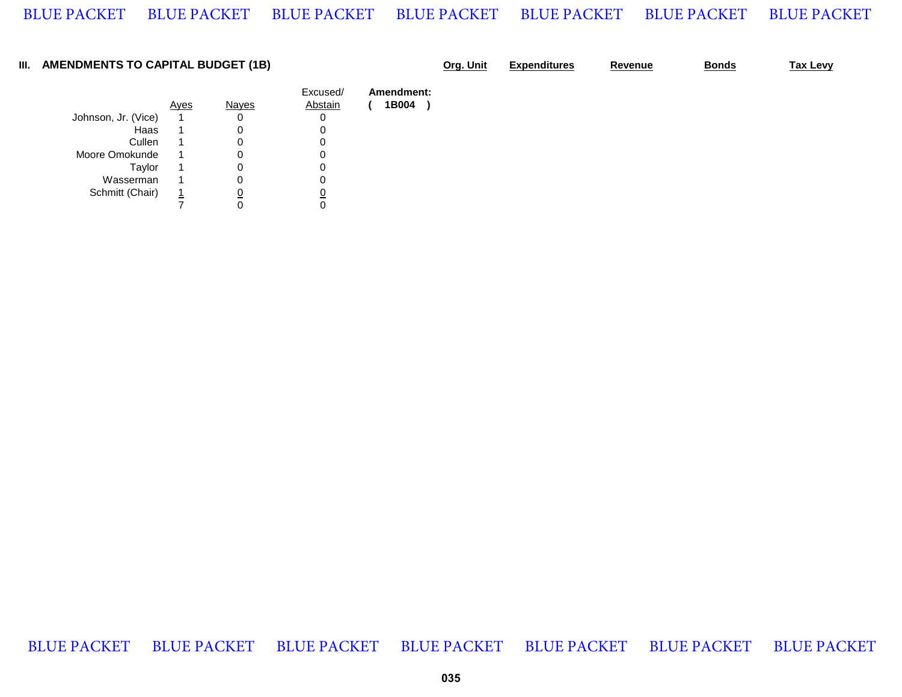### III. AMENDMENTS TO CAPITAL BUDGET (1B)

| Org. Unit | Expenditures | Revenue | Bonds | Tax Levy |
|---|---|---|---|---|

|  | Ayes | Nayes | Excused/ Abstain |
|---|---|---|---|
| Johnson, Jr. (Vice) | 1 | 0 | 0 |
| Haas | 1 | 0 | 0 |
| Cullen | 1 | 0 | 0 |
| Moore Omokunde | 1 | 0 | 0 |
| Taylor | 1 | 0 | 0 |
| Wasserman | 1 | 0 | 0 |
| Schmitt (Chair) | 1 | 0 | 0 |
|  | 7 | 0 | 0 |

**Amendment:**
**( 1B004 )**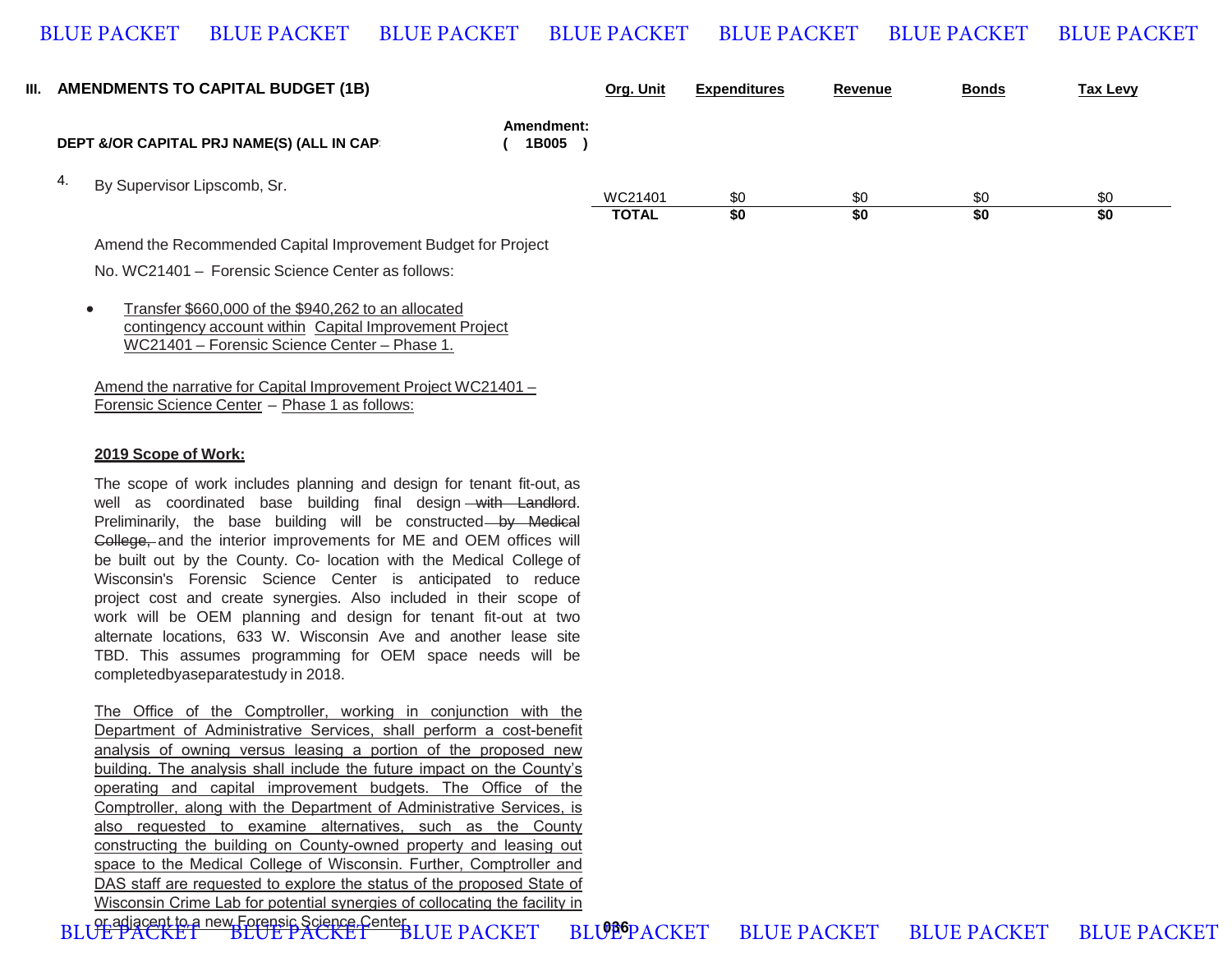## III. AMENDMENTS TO CAPITAL BUDGET (1B)

**DEPT &/OR CAPITAL PRJ NAME(S) (ALL IN CAP**

**Amendment: ( 1B005 )**

4. By Supervisor Lipscomb, Sr.

| Org. Unit | Expenditures | Revenue | Bonds | Tax Levy |
|---|---|---|---|---|
| WC21401 | $0 | $0 | $0 | $0 |
| **TOTAL** | **$0** | **$0** | **$0** | **$0** |

Amend the Recommended Capital Improvement Budget for Project No. WC21401 – Forensic Science Center as follows:

- Transfer $660,000 of the $940,262 to an allocated contingency account within Capital Improvement Project WC21401 – Forensic Science Center – Phase 1.

Amend the narrative for Capital Improvement Project WC21401 – Forensic Science Center – Phase 1 as follows:

**2019 Scope of Work:**

The scope of work includes planning and design for tenant fit-out, as well as coordinated base building final design ~~with Landlord~~. Preliminarily, the base building will be constructed ~~by Medical College,~~ and the interior improvements for ME and OEM offices will be built out by the County. Co- location with the Medical College of Wisconsin's Forensic Science Center is anticipated to reduce project cost and create synergies. Also included in their scope of work will be OEM planning and design for tenant fit-out at two alternate locations, 633 W. Wisconsin Ave and another lease site TBD. This assumes programming for OEM space needs will be completedbyaseparatestudy in 2018.

The Office of the Comptroller, working in conjunction with the Department of Administrative Services, shall perform a cost-benefit analysis of owning versus leasing a portion of the proposed new building. The analysis shall include the future impact on the County's operating and capital improvement budgets. The Office of the Comptroller, along with the Department of Administrative Services, is also requested to examine alternatives, such as the County constructing the building on County-owned property and leasing out space to the Medical College of Wisconsin. Further, Comptroller and DAS staff are requested to explore the status of the proposed State of Wisconsin Crime Lab for potential synergies of collocating the facility in or adjacent to a new Forensic Science Center.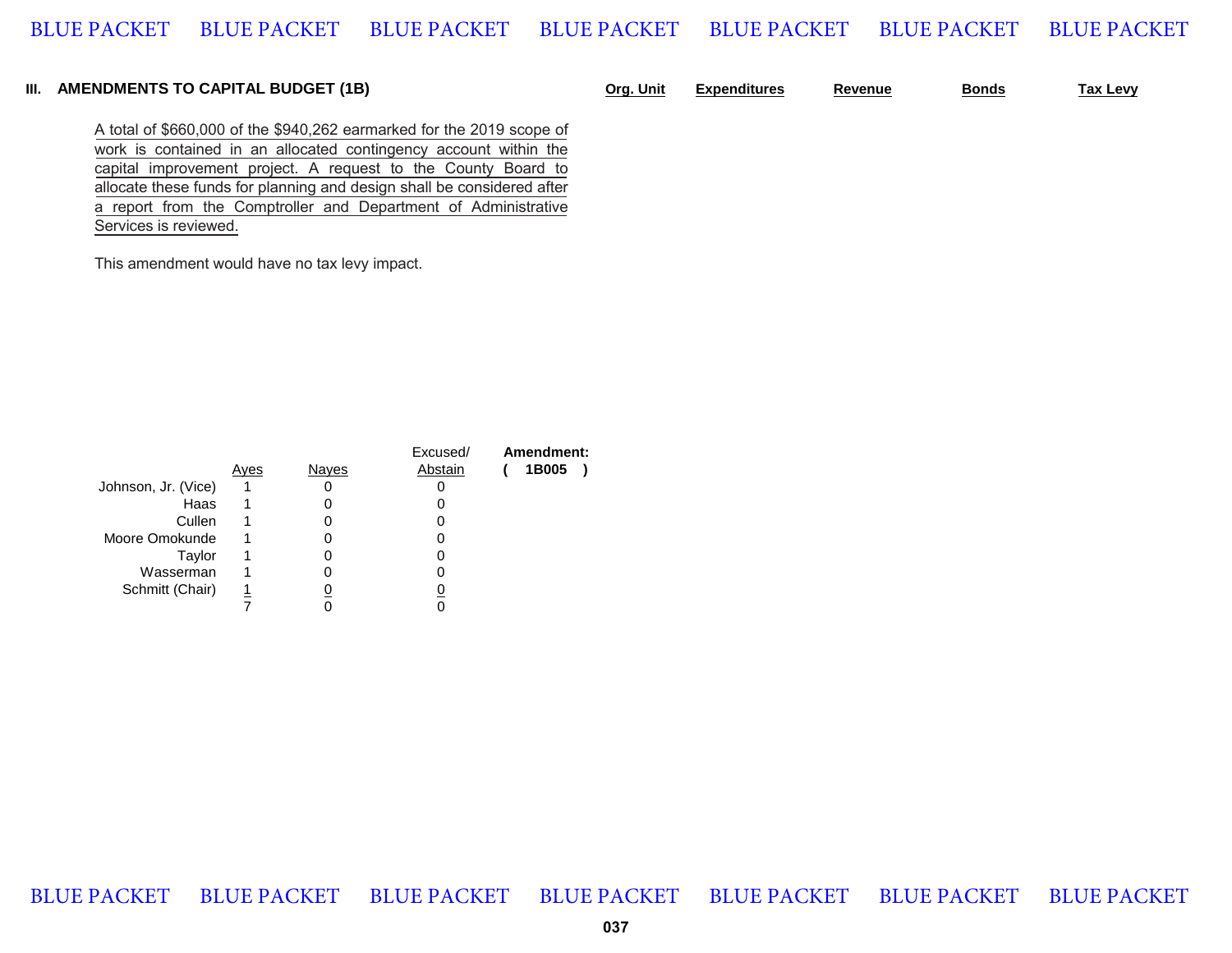## III. AMENDMENTS TO CAPITAL BUDGET (1B)

| Org. Unit | Expenditures | Revenue | Bonds | Tax Levy |
|---|---|---|---|---|

A total of $660,000 of the $940,262 earmarked for the 2019 scope of work is contained in an allocated contingency account within the capital improvement project. A request to the County Board to allocate these funds for planning and design shall be considered after a report from the Comptroller and Department of Administrative Services is reviewed.

This amendment would have no tax levy impact.

| | Ayes | Nayes | Excused/ Abstain |
|---|---|---|---|
| Johnson, Jr. (Vice) | 1 | 0 | 0 |
| Haas | 1 | 0 | 0 |
| Cullen | 1 | 0 | 0 |
| Moore Omokunde | 1 | 0 | 0 |
| Taylor | 1 | 0 | 0 |
| Wasserman | 1 | 0 | 0 |
| Schmitt (Chair) | 1 | 0 | 0 |
| | 7 | 0 | 0 |

**Amendment: ( 1B005 )**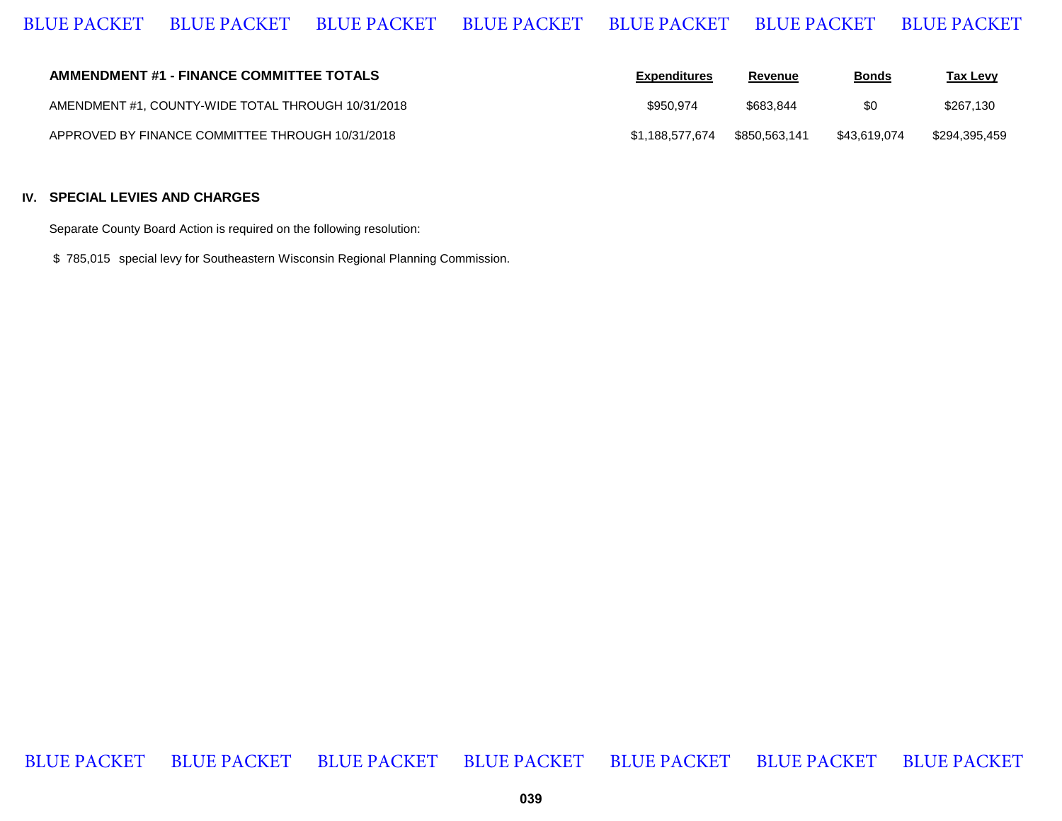| AMMENDMENT #1 - FINANCE COMMITTEE TOTALS | Expenditures | Revenue | Bonds | Tax Levy |
|---|---|---|---|---|
| AMENDMENT #1, COUNTY-WIDE TOTAL THROUGH 10/31/2018 | $950,974 | $683,844 | $0 | $267,130 |
| APPROVED BY FINANCE COMMITTEE THROUGH 10/31/2018 | $1,188,577,674 | $850,563,141 | $43,619,074 | $294,395,459 |

## IV. SPECIAL LEVIES AND CHARGES

Separate County Board Action is required on the following resolution:

$ 785,015 special levy for Southeastern Wisconsin Regional Planning Commission.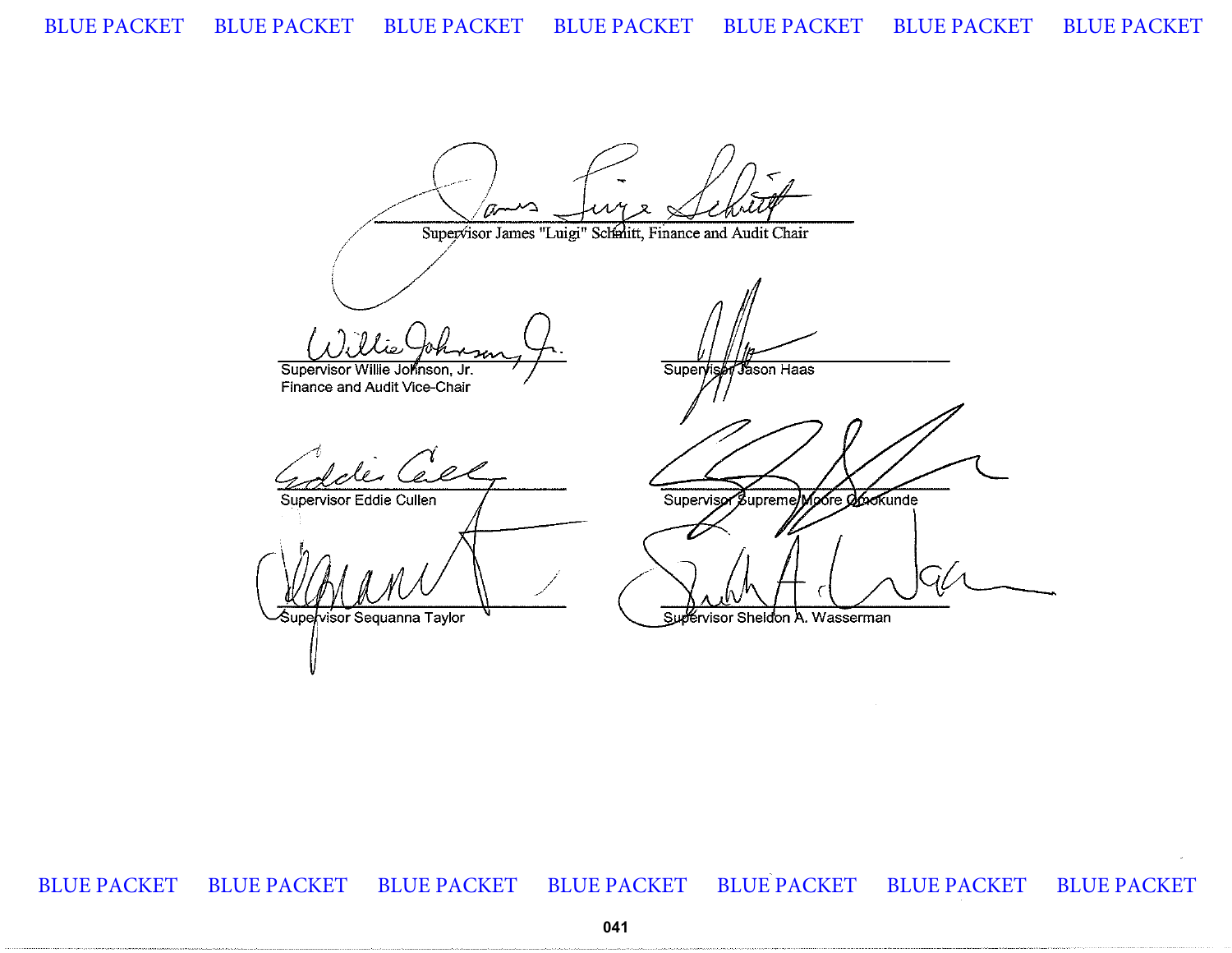Supervisor James "Luigi" Schmitt, Finance and Audit Chair

Supervisor Willie Johnson, Jr.
Finance and Audit Vice-Chair

Supervisor Jason Haas

Supervisor Eddie Cullen

Supervisor Supreme Moore Omokunde

Supervisor Sequanna Taylor

Supervisor Sheldon A. Wasserman